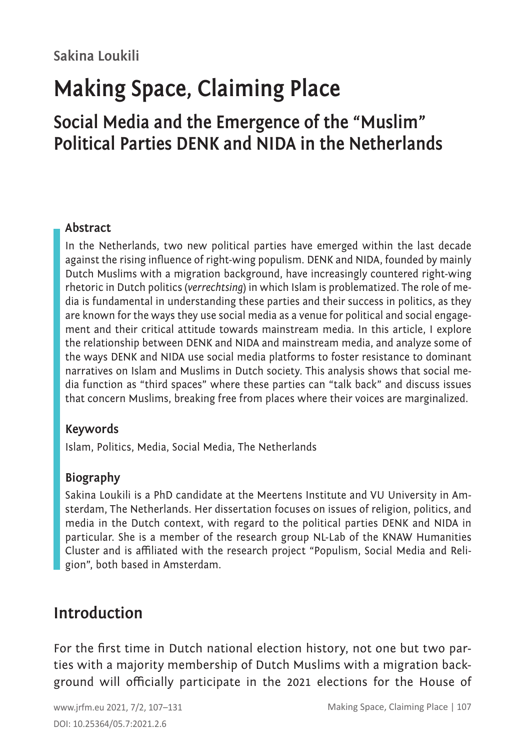Sakina Loukili

# Making Space, Claiming Place

## Social Media and the Emergence of the "Muslim" Political Parties DENK and NIDA in the Netherlands

### Abstract

In the Netherlands, two new political parties have emerged within the last decade against the rising influence of right-wing populism. DENK and NIDA, founded by mainly Dutch Muslims with a migration background, have increasingly countered right-wing rhetoric in Dutch politics (*verrechtsing*) in which Islam is problematized. The role of media is fundamental in understanding these parties and their success in politics, as they are known for the ways they use social media as a venue for political and social engagement and their critical attitude towards mainstream media. In this article, I explore the relationship between DENK and NIDA and mainstream media, and analyze some of the ways DENK and NIDA use social media platforms to foster resistance to dominant narratives on Islam and Muslims in Dutch society. This analysis shows that social media function as "third spaces" where these parties can "talk back" and discuss issues that concern Muslims, breaking free from places where their voices are marginalized.

### Keywords

Islam, Politics, Media, Social Media, The Netherlands

### Biography

Sakina Loukili is a PhD candidate at the Meertens Institute and VU University in Amsterdam, The Netherlands. Her dissertation focuses on issues of religion, politics, and media in the Dutch context, with regard to the political parties DENK and NIDA in particular. She is a member of the research group NL-Lab of the KNAW Humanities Cluster and is affiliated with the research project "Populism, Social Media and Religion", both based in Amsterdam.

## Introduction

For the first time in Dutch national election history, not one but two parties with a majority membership of Dutch Muslims with a migration background will officially participate in the 2021 elections for the House of

DOI: 10.25364/05.7:2021.2.6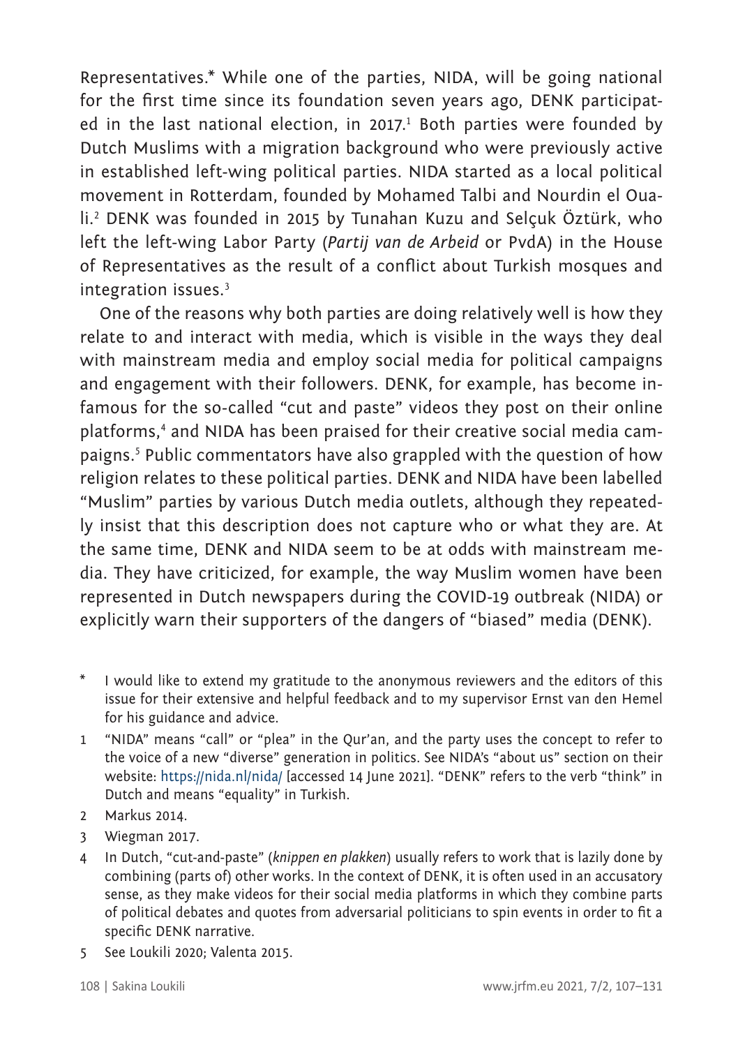Representatives.* While one of the parties, NIDA, will be going national for the first time since its foundation seven years ago, DENK participated in the last national election, in 2017.[1] Both parties were founded by Dutch Muslims with a migration background who were previously active in established left-wing political parties. NIDA started as a local political movement in Rotterdam, founded by Mohamed Talbi and Nourdin el Ouali.[2] DENK was founded in 2015 by Tunahan Kuzu and Selçuk Öztürk, who left the left-wing Labor Party (*Partij van de Arbeid* or PvdA) in the House of Representatives as the result of a conflict about Turkish mosques and integration issues.[3]

One of the reasons why both parties are doing relatively well is how they relate to and interact with media, which is visible in the ways they deal with mainstream media and employ social media for political campaigns and engagement with their followers. DENK, for example, has become infamous for the so-called "cut and paste" videos they post on their online platforms,[4] and NIDA has been praised for their creative social media campaigns.[5] Public commentators have also grappled with the question of how religion relates to these political parties. DENK and NIDA have been labelled "Muslim" parties by various Dutch media outlets, although they repeatedly insist that this description does not capture who or what they are. At the same time, DENK and NIDA seem to be at odds with mainstream media. They have criticized, for example, the way Muslim women have been represented in Dutch newspapers during the COVID-19 outbreak (NIDA) or explicitly warn their supporters of the dangers of "biased" media (DENK).

---

\* I would like to extend my gratitude to the anonymous reviewers and the editors of this issue for their extensive and helpful feedback and to my supervisor Ernst van den Hemel for his guidance and advice.

1 "NIDA" means "call" or "plea" in the Qur'an, and the party uses the concept to refer to the voice of a new "diverse" generation in politics. See NIDA's "about us" section on their website: https://nida.nl/nida/ [accessed 14 June 2021]. "DENK" refers to the verb "think" in Dutch and means "equality" in Turkish.

2 Markus 2014.

3 Wiegman 2017.

4 In Dutch, "cut-and-paste" (*knippen en plakken*) usually refers to work that is lazily done by combining (parts of) other works. In the context of DENK, it is often used in an accusatory sense, as they make videos for their social media platforms in which they combine parts of political debates and quotes from adversarial politicians to spin events in order to fit a specific DENK narrative.

5 See Loukili 2020; Valenta 2015.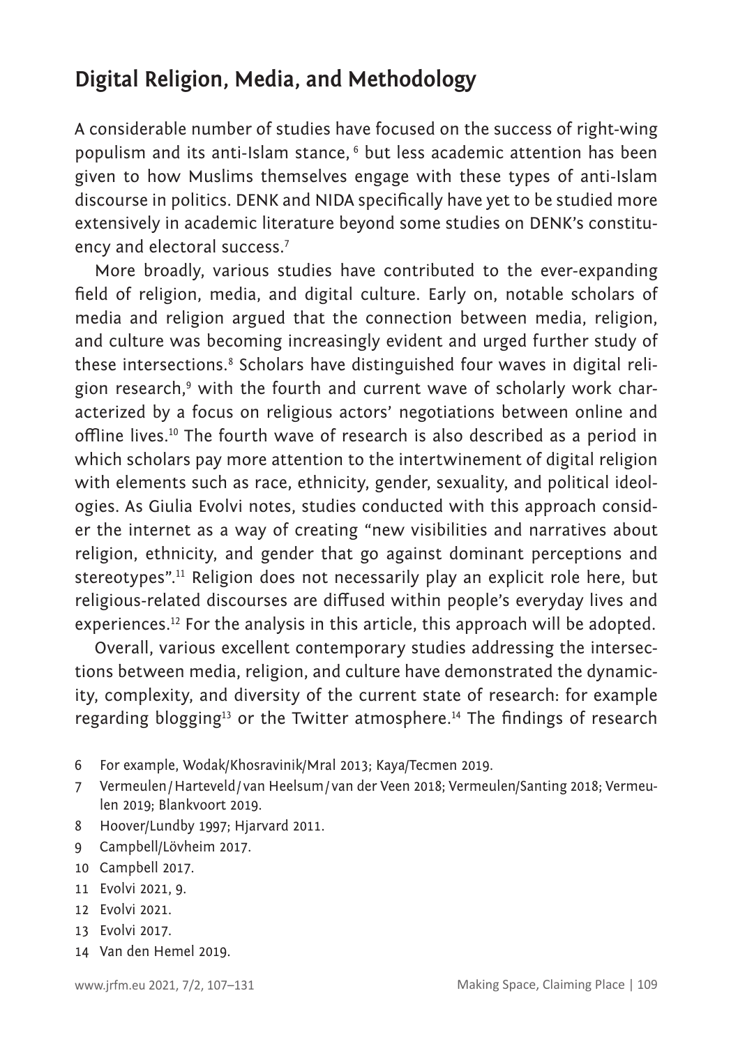## Digital Religion, Media, and Methodology

A considerable number of studies have focused on the success of right-wing populism and its anti-Islam stance,[6] but less academic attention has been given to how Muslims themselves engage with these types of anti-Islam discourse in politics. DENK and NIDA specifically have yet to be studied more extensively in academic literature beyond some studies on DENK's constituency and electoral success.[7]

More broadly, various studies have contributed to the ever-expanding field of religion, media, and digital culture. Early on, notable scholars of media and religion argued that the connection between media, religion, and culture was becoming increasingly evident and urged further study of these intersections.[8] Scholars have distinguished four waves in digital religion research,[9] with the fourth and current wave of scholarly work characterized by a focus on religious actors' negotiations between online and offline lives.[10] The fourth wave of research is also described as a period in which scholars pay more attention to the intertwinement of digital religion with elements such as race, ethnicity, gender, sexuality, and political ideologies. As Giulia Evolvi notes, studies conducted with this approach consider the internet as a way of creating "new visibilities and narratives about religion, ethnicity, and gender that go against dominant perceptions and stereotypes".[11] Religion does not necessarily play an explicit role here, but religious-related discourses are diffused within people's everyday lives and experiences.[12] For the analysis in this article, this approach will be adopted.

Overall, various excellent contemporary studies addressing the intersections between media, religion, and culture have demonstrated the dynamicity, complexity, and diversity of the current state of research: for example regarding blogging[13] or the Twitter atmosphere.[14] The findings of research

6 For example, Wodak/Khosravinik/Mral 2013; Kaya/Tecmen 2019.

7 Vermeulen/Harteveld/van Heelsum/van der Veen 2018; Vermeulen/Santing 2018; Vermeulen 2019; Blankvoort 2019.

8 Hoover/Lundby 1997; Hjarvard 2011.

9 Campbell/Lövheim 2017.

10 Campbell 2017.

11 Evolvi 2021, 9.

12 Evolvi 2021.

13 Evolvi 2017.

14 Van den Hemel 2019.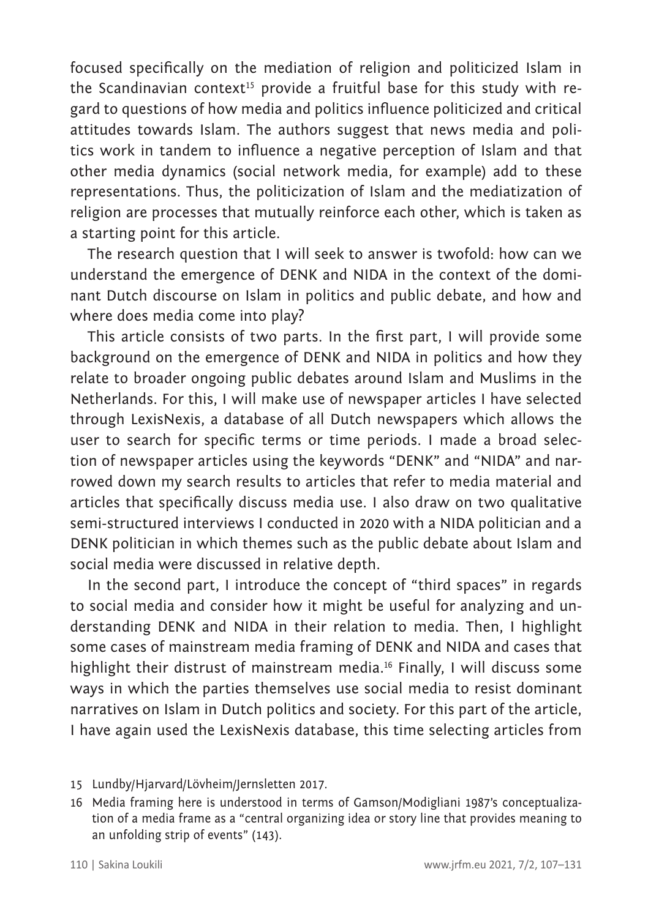focused specifically on the mediation of religion and politicized Islam in the Scandinavian context[15] provide a fruitful base for this study with regard to questions of how media and politics influence politicized and critical attitudes towards Islam. The authors suggest that news media and politics work in tandem to influence a negative perception of Islam and that other media dynamics (social network media, for example) add to these representations. Thus, the politicization of Islam and the mediatization of religion are processes that mutually reinforce each other, which is taken as a starting point for this article.

The research question that I will seek to answer is twofold: how can we understand the emergence of DENK and NIDA in the context of the dominant Dutch discourse on Islam in politics and public debate, and how and where does media come into play?

This article consists of two parts. In the first part, I will provide some background on the emergence of DENK and NIDA in politics and how they relate to broader ongoing public debates around Islam and Muslims in the Netherlands. For this, I will make use of newspaper articles I have selected through LexisNexis, a database of all Dutch newspapers which allows the user to search for specific terms or time periods. I made a broad selection of newspaper articles using the keywords "DENK" and "NIDA" and narrowed down my search results to articles that refer to media material and articles that specifically discuss media use. I also draw on two qualitative semi-structured interviews I conducted in 2020 with a NIDA politician and a DENK politician in which themes such as the public debate about Islam and social media were discussed in relative depth.

In the second part, I introduce the concept of "third spaces" in regards to social media and consider how it might be useful for analyzing and understanding DENK and NIDA in their relation to media. Then, I highlight some cases of mainstream media framing of DENK and NIDA and cases that highlight their distrust of mainstream media.[16] Finally, I will discuss some ways in which the parties themselves use social media to resist dominant narratives on Islam in Dutch politics and society. For this part of the article, I have again used the LexisNexis database, this time selecting articles from

15 Lundby/Hjarvard/Lövheim/Jernsletten 2017.

16 Media framing here is understood in terms of Gamson/Modigliani 1987's conceptualization of a media frame as a "central organizing idea or story line that provides meaning to an unfolding strip of events" (143).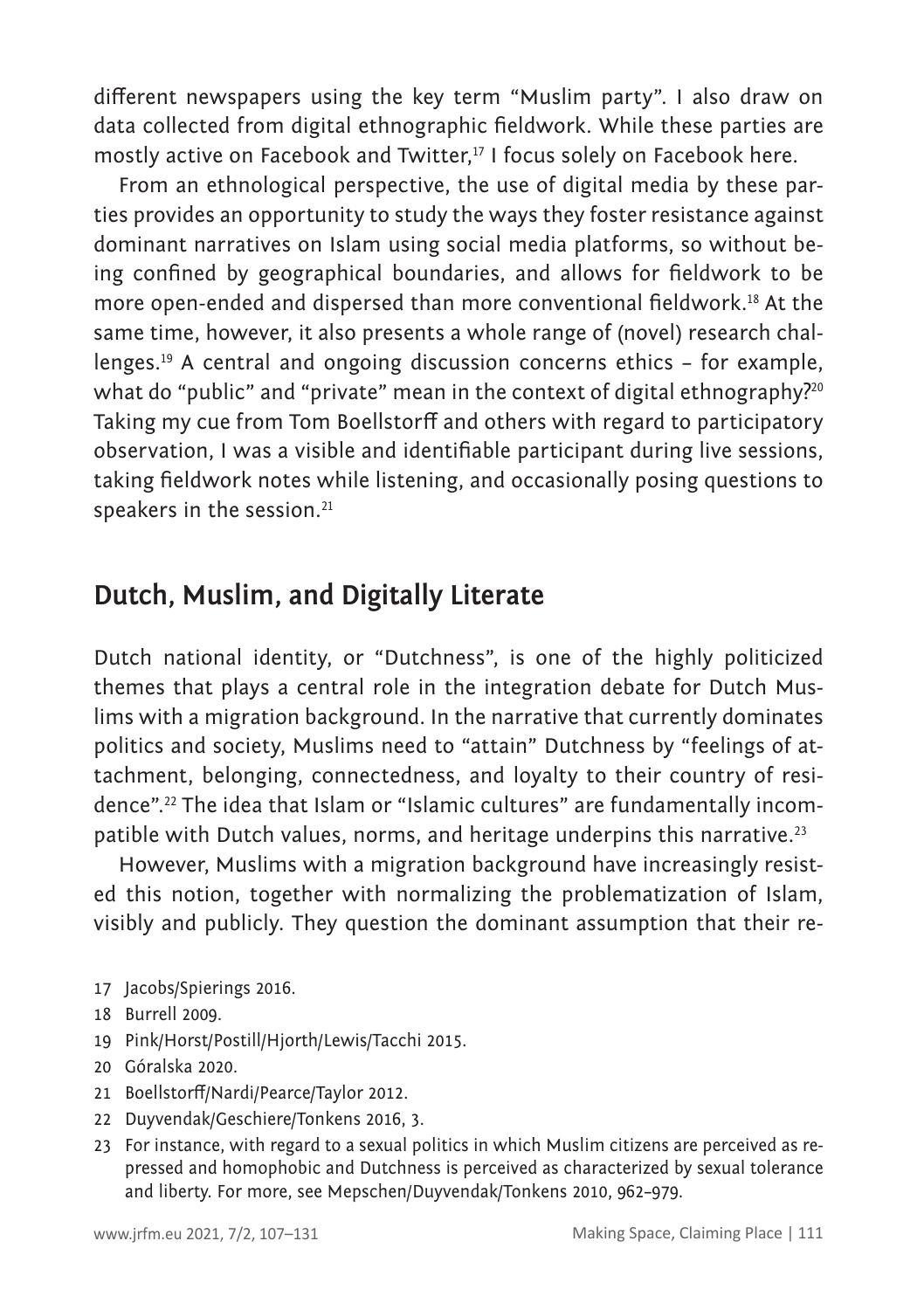different newspapers using the key term "Muslim party". I also draw on data collected from digital ethnographic fieldwork. While these parties are mostly active on Facebook and Twitter,[17] I focus solely on Facebook here.

From an ethnological perspective, the use of digital media by these parties provides an opportunity to study the ways they foster resistance against dominant narratives on Islam using social media platforms, so without being confined by geographical boundaries, and allows for fieldwork to be more open-ended and dispersed than more conventional fieldwork.[18] At the same time, however, it also presents a whole range of (novel) research challenges.[19] A central and ongoing discussion concerns ethics – for example, what do "public" and "private" mean in the context of digital ethnography?[20] Taking my cue from Tom Boellstorff and others with regard to participatory observation, I was a visible and identifiable participant during live sessions, taking fieldwork notes while listening, and occasionally posing questions to speakers in the session.[21]

## Dutch, Muslim, and Digitally Literate

Dutch national identity, or "Dutchness", is one of the highly politicized themes that plays a central role in the integration debate for Dutch Muslims with a migration background. In the narrative that currently dominates politics and society, Muslims need to "attain" Dutchness by "feelings of attachment, belonging, connectedness, and loyalty to their country of residence".[22] The idea that Islam or "Islamic cultures" are fundamentally incompatible with Dutch values, norms, and heritage underpins this narrative.[23]

However, Muslims with a migration background have increasingly resisted this notion, together with normalizing the problematization of Islam, visibly and publicly. They question the dominant assumption that their re-

17 Jacobs/Spierings 2016.

18 Burrell 2009.

19 Pink/Horst/Postill/Hjorth/Lewis/Tacchi 2015.

20 Góralska 2020.

21 Boellstorff/Nardi/Pearce/Taylor 2012.

22 Duyvendak/Geschiere/Tonkens 2016, 3.

23 For instance, with regard to a sexual politics in which Muslim citizens are perceived as repressed and homophobic and Dutchness is perceived as characterized by sexual tolerance and liberty. For more, see Mepschen/Duyvendak/Tonkens 2010, 962–979.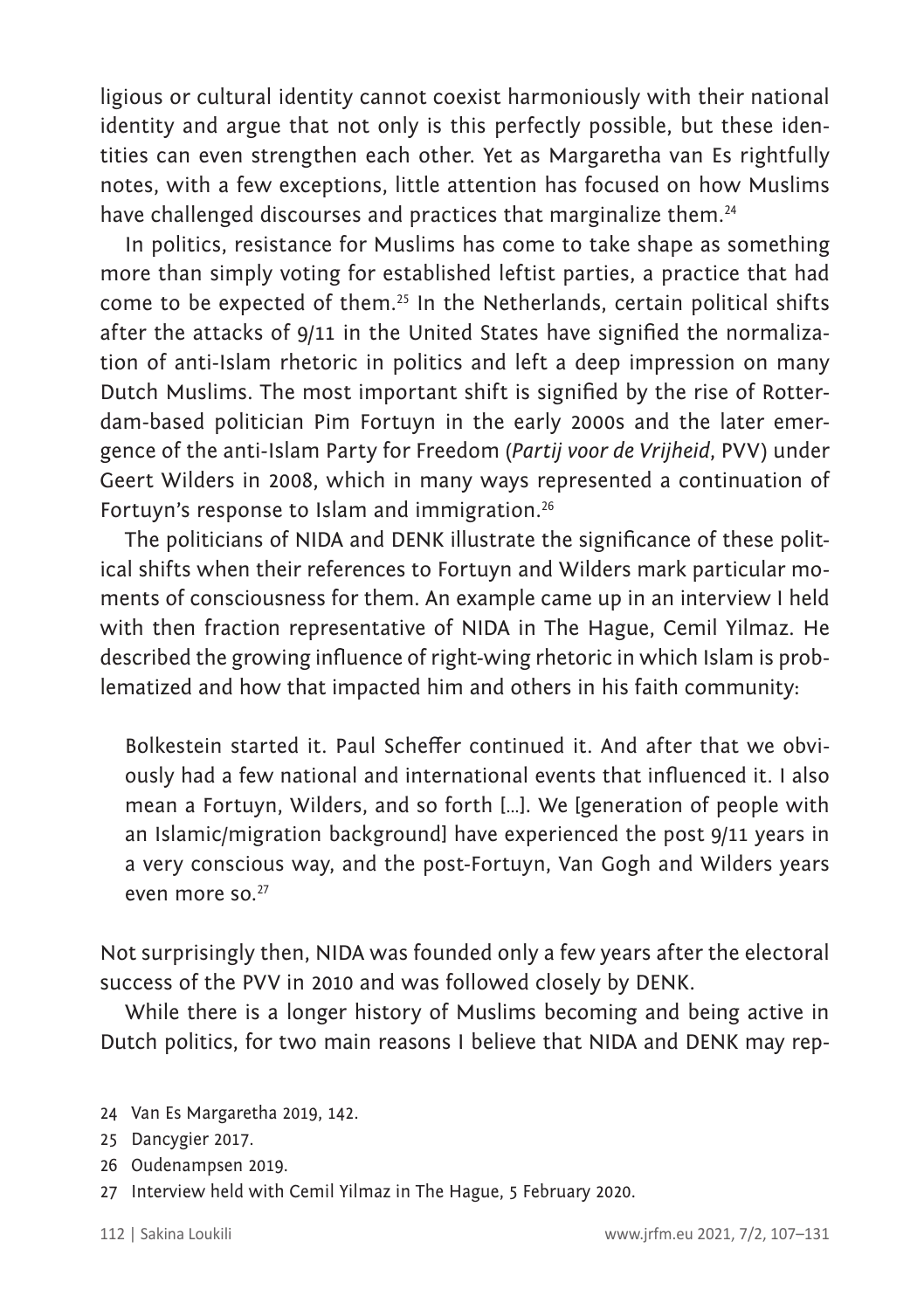ligious or cultural identity cannot coexist harmoniously with their national identity and argue that not only is this perfectly possible, but these identities can even strengthen each other. Yet as Margaretha van Es rightfully notes, with a few exceptions, little attention has focused on how Muslims have challenged discourses and practices that marginalize them.[24]

In politics, resistance for Muslims has come to take shape as something more than simply voting for established leftist parties, a practice that had come to be expected of them.[25] In the Netherlands, certain political shifts after the attacks of 9/11 in the United States have signified the normalization of anti-Islam rhetoric in politics and left a deep impression on many Dutch Muslims. The most important shift is signified by the rise of Rotterdam-based politician Pim Fortuyn in the early 2000s and the later emergence of the anti-Islam Party for Freedom (*Partij voor de Vrijheid*, PVV) under Geert Wilders in 2008, which in many ways represented a continuation of Fortuyn's response to Islam and immigration.[26]

The politicians of NIDA and DENK illustrate the significance of these political shifts when their references to Fortuyn and Wilders mark particular moments of consciousness for them. An example came up in an interview I held with then fraction representative of NIDA in The Hague, Cemil Yilmaz. He described the growing influence of right-wing rhetoric in which Islam is problematized and how that impacted him and others in his faith community:

> Bolkestein started it. Paul Scheffer continued it. And after that we obviously had a few national and international events that influenced it. I also mean a Fortuyn, Wilders, and so forth […]. We [generation of people with an Islamic/migration background] have experienced the post 9/11 years in a very conscious way, and the post-Fortuyn, Van Gogh and Wilders years even more so.[27]

Not surprisingly then, NIDA was founded only a few years after the electoral success of the PVV in 2010 and was followed closely by DENK.

While there is a longer history of Muslims becoming and being active in Dutch politics, for two main reasons I believe that NIDA and DENK may rep-

---

24 Van Es Margaretha 2019, 142.

25 Dancygier 2017.

26 Oudenampsen 2019.

27 Interview held with Cemil Yilmaz in The Hague, 5 February 2020.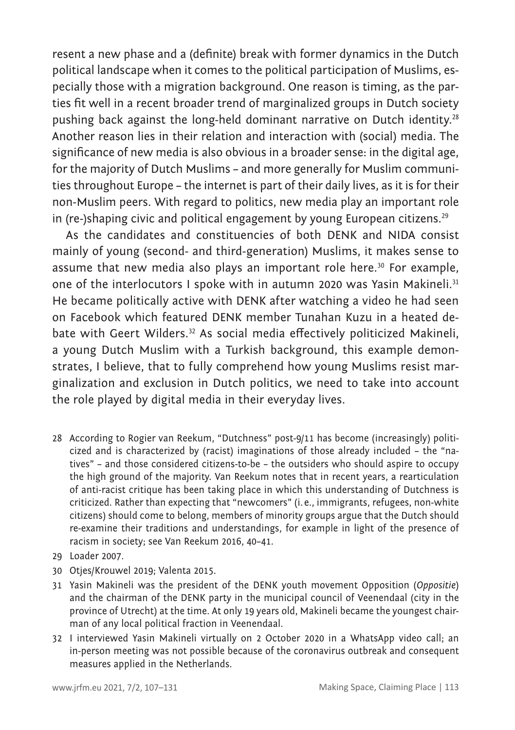resent a new phase and a (definite) break with former dynamics in the Dutch political landscape when it comes to the political participation of Muslims, especially those with a migration background. One reason is timing, as the parties fit well in a recent broader trend of marginalized groups in Dutch society pushing back against the long-held dominant narrative on Dutch identity.[28] Another reason lies in their relation and interaction with (social) media. The significance of new media is also obvious in a broader sense: in the digital age, for the majority of Dutch Muslims – and more generally for Muslim communities throughout Europe – the internet is part of their daily lives, as it is for their non-Muslim peers. With regard to politics, new media play an important role in (re-)shaping civic and political engagement by young European citizens.[29]

As the candidates and constituencies of both DENK and NIDA consist mainly of young (second- and third-generation) Muslims, it makes sense to assume that new media also plays an important role here.[30] For example, one of the interlocutors I spoke with in autumn 2020 was Yasin Makineli.[31] He became politically active with DENK after watching a video he had seen on Facebook which featured DENK member Tunahan Kuzu in a heated debate with Geert Wilders.[32] As social media effectively politicized Makineli, a young Dutch Muslim with a Turkish background, this example demonstrates, I believe, that to fully comprehend how young Muslims resist marginalization and exclusion in Dutch politics, we need to take into account the role played by digital media in their everyday lives.

28 According to Rogier van Reekum, "Dutchness" post-9/11 has become (increasingly) politicized and is characterized by (racist) imaginations of those already included – the "natives" – and those considered citizens-to-be – the outsiders who should aspire to occupy the high ground of the majority. Van Reekum notes that in recent years, a rearticulation of anti-racist critique has been taking place in which this understanding of Dutchness is criticized. Rather than expecting that "newcomers" (i.e., immigrants, refugees, non-white citizens) should come to belong, members of minority groups argue that the Dutch should re-examine their traditions and understandings, for example in light of the presence of racism in society; see Van Reekum 2016, 40–41.

29 Loader 2007.

30 Otjes/Krouwel 2019; Valenta 2015.

31 Yasin Makineli was the president of the DENK youth movement Opposition (*Oppositie*) and the chairman of the DENK party in the municipal council of Veenendaal (city in the province of Utrecht) at the time. At only 19 years old, Makineli became the youngest chairman of any local political fraction in Veenendaal.

32 I interviewed Yasin Makineli virtually on 2 October 2020 in a WhatsApp video call; an in-person meeting was not possible because of the coronavirus outbreak and consequent measures applied in the Netherlands.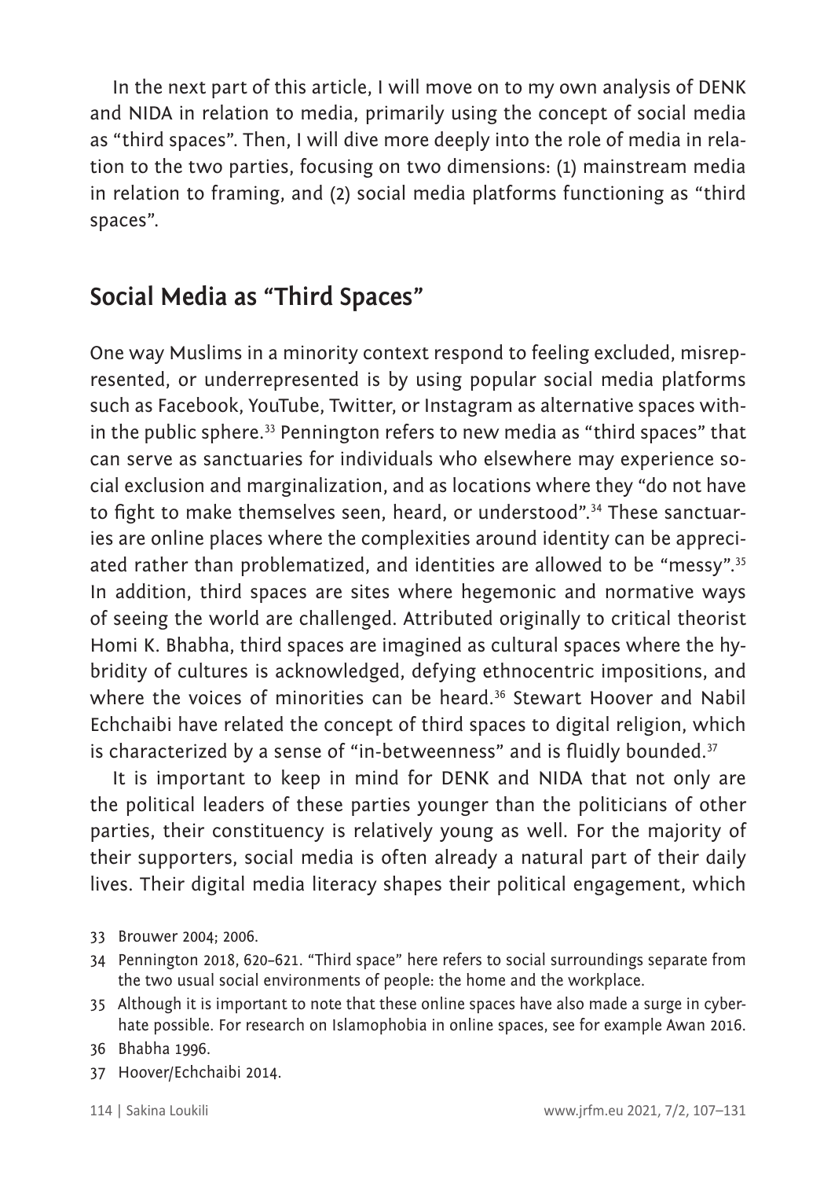In the next part of this article, I will move on to my own analysis of DENK and NIDA in relation to media, primarily using the concept of social media as "third spaces". Then, I will dive more deeply into the role of media in relation to the two parties, focusing on two dimensions: (1) mainstream media in relation to framing, and (2) social media platforms functioning as "third spaces".

## Social Media as "Third Spaces"

One way Muslims in a minority context respond to feeling excluded, misrepresented, or underrepresented is by using popular social media platforms such as Facebook, YouTube, Twitter, or Instagram as alternative spaces within the public sphere.[33] Pennington refers to new media as "third spaces" that can serve as sanctuaries for individuals who elsewhere may experience social exclusion and marginalization, and as locations where they "do not have to fight to make themselves seen, heard, or understood".[34] These sanctuaries are online places where the complexities around identity can be appreciated rather than problematized, and identities are allowed to be "messy".[35] In addition, third spaces are sites where hegemonic and normative ways of seeing the world are challenged. Attributed originally to critical theorist Homi K. Bhabha, third spaces are imagined as cultural spaces where the hybridity of cultures is acknowledged, defying ethnocentric impositions, and where the voices of minorities can be heard.[36] Stewart Hoover and Nabil Echchaibi have related the concept of third spaces to digital religion, which is characterized by a sense of "in-betweenness" and is fluidly bounded.[37]

It is important to keep in mind for DENK and NIDA that not only are the political leaders of these parties younger than the politicians of other parties, their constituency is relatively young as well. For the majority of their supporters, social media is often already a natural part of their daily lives. Their digital media literacy shapes their political engagement, which

33 Brouwer 2004; 2006.

34 Pennington 2018, 620–621. "Third space" here refers to social surroundings separate from the two usual social environments of people: the home and the workplace.

35 Although it is important to note that these online spaces have also made a surge in cyberhate possible. For research on Islamophobia in online spaces, see for example Awan 2016.

36 Bhabha 1996.

37 Hoover/Echchaibi 2014.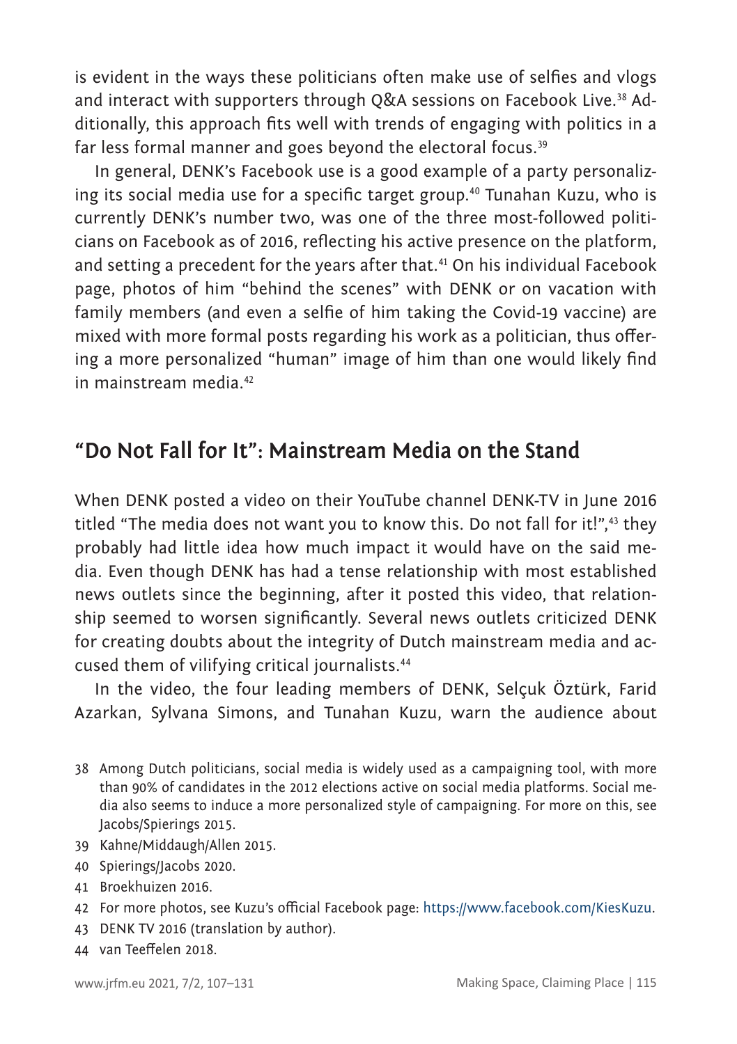is evident in the ways these politicians often make use of selfies and vlogs and interact with supporters through Q&A sessions on Facebook Live.[38] Additionally, this approach fits well with trends of engaging with politics in a far less formal manner and goes beyond the electoral focus.[39]

In general, DENK's Facebook use is a good example of a party personalizing its social media use for a specific target group.[40] Tunahan Kuzu, who is currently DENK's number two, was one of the three most-followed politicians on Facebook as of 2016, reflecting his active presence on the platform, and setting a precedent for the years after that.[41] On his individual Facebook page, photos of him "behind the scenes" with DENK or on vacation with family members (and even a selfie of him taking the Covid-19 vaccine) are mixed with more formal posts regarding his work as a politician, thus offering a more personalized "human" image of him than one would likely find in mainstream media.[42]

## "Do Not Fall for It": Mainstream Media on the Stand

When DENK posted a video on their YouTube channel DENK-TV in June 2016 titled "The media does not want you to know this. Do not fall for it!",[43] they probably had little idea how much impact it would have on the said media. Even though DENK has had a tense relationship with most established news outlets since the beginning, after it posted this video, that relationship seemed to worsen significantly. Several news outlets criticized DENK for creating doubts about the integrity of Dutch mainstream media and accused them of vilifying critical journalists.[44]

In the video, the four leading members of DENK, Selçuk Öztürk, Farid Azarkan, Sylvana Simons, and Tunahan Kuzu, warn the audience about

38 Among Dutch politicians, social media is widely used as a campaigning tool, with more than 90% of candidates in the 2012 elections active on social media platforms. Social media also seems to induce a more personalized style of campaigning. For more on this, see Jacobs/Spierings 2015.

39 Kahne/Middaugh/Allen 2015.

40 Spierings/Jacobs 2020.

41 Broekhuizen 2016.

42 For more photos, see Kuzu's official Facebook page: https://www.facebook.com/KiesKuzu.

43 DENK TV 2016 (translation by author).

44 van Teeffelen 2018.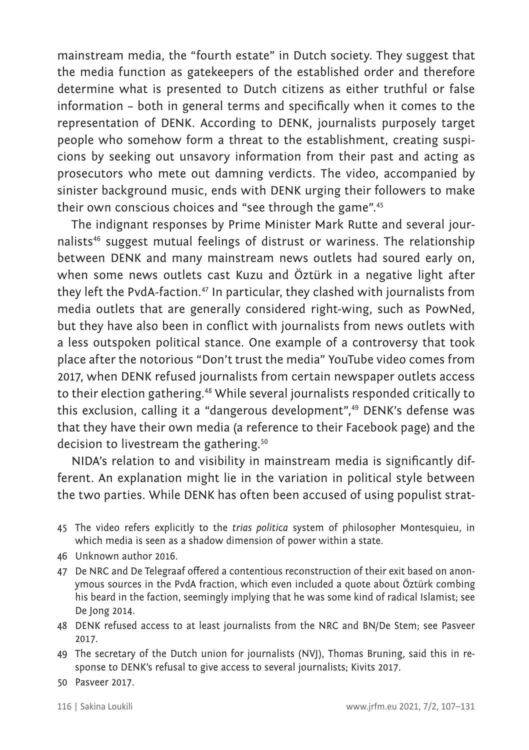mainstream media, the "fourth estate" in Dutch society. They suggest that the media function as gatekeepers of the established order and therefore determine what is presented to Dutch citizens as either truthful or false information – both in general terms and specifically when it comes to the representation of DENK. According to DENK, journalists purposely target people who somehow form a threat to the establishment, creating suspicions by seeking out unsavory information from their past and acting as prosecutors who mete out damning verdicts. The video, accompanied by sinister background music, ends with DENK urging their followers to make their own conscious choices and "see through the game".[45]

The indignant responses by Prime Minister Mark Rutte and several journalists[46] suggest mutual feelings of distrust or wariness. The relationship between DENK and many mainstream news outlets had soured early on, when some news outlets cast Kuzu and Öztürk in a negative light after they left the PvdA-faction.[47] In particular, they clashed with journalists from media outlets that are generally considered right-wing, such as PowNed, but they have also been in conflict with journalists from news outlets with a less outspoken political stance. One example of a controversy that took place after the notorious "Don't trust the media" YouTube video comes from 2017, when DENK refused journalists from certain newspaper outlets access to their election gathering.[48] While several journalists responded critically to this exclusion, calling it a "dangerous development",[49] DENK's defense was that they have their own media (a reference to their Facebook page) and the decision to livestream the gathering.[50]

NIDA's relation to and visibility in mainstream media is significantly different. An explanation might lie in the variation in political style between the two parties. While DENK has often been accused of using populist strat-

45 The video refers explicitly to the *trias politica* system of philosopher Montesquieu, in which media is seen as a shadow dimension of power within a state.

46 Unknown author 2016.

47 De NRC and De Telegraaf offered a contentious reconstruction of their exit based on anonymous sources in the PvdA fraction, which even included a quote about Öztürk combing his beard in the faction, seemingly implying that he was some kind of radical Islamist; see De Jong 2014.

48 DENK refused access to at least journalists from the NRC and BN/De Stem; see Pasveer 2017.

49 The secretary of the Dutch union for journalists (NVJ), Thomas Bruning, said this in response to DENK's refusal to give access to several journalists; Kivits 2017.

50 Pasveer 2017.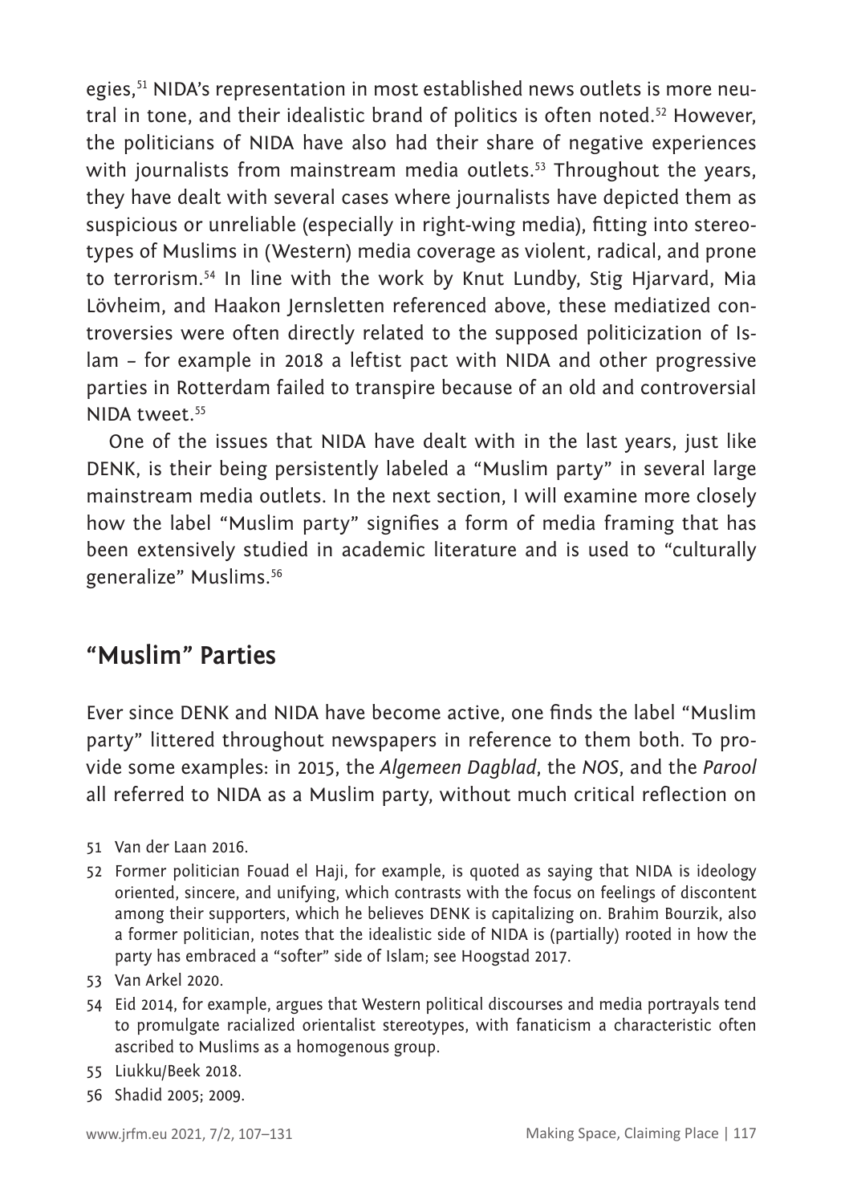egies,[51] NIDA's representation in most established news outlets is more neutral in tone, and their idealistic brand of politics is often noted.[52] However, the politicians of NIDA have also had their share of negative experiences with journalists from mainstream media outlets.[53] Throughout the years, they have dealt with several cases where journalists have depicted them as suspicious or unreliable (especially in right-wing media), fitting into stereotypes of Muslims in (Western) media coverage as violent, radical, and prone to terrorism.[54] In line with the work by Knut Lundby, Stig Hjarvard, Mia Lövheim, and Haakon Jernsletten referenced above, these mediatized controversies were often directly related to the supposed politicization of Islam – for example in 2018 a leftist pact with NIDA and other progressive parties in Rotterdam failed to transpire because of an old and controversial NIDA tweet.[55]

One of the issues that NIDA have dealt with in the last years, just like DENK, is their being persistently labeled a "Muslim party" in several large mainstream media outlets. In the next section, I will examine more closely how the label "Muslim party" signifies a form of media framing that has been extensively studied in academic literature and is used to "culturally generalize" Muslims.[56]

## "Muslim" Parties

Ever since DENK and NIDA have become active, one finds the label "Muslim party" littered throughout newspapers in reference to them both. To provide some examples: in 2015, the *Algemeen Dagblad*, the *NOS*, and the *Parool* all referred to NIDA as a Muslim party, without much critical reflection on

51 Van der Laan 2016.

52 Former politician Fouad el Haji, for example, is quoted as saying that NIDA is ideology oriented, sincere, and unifying, which contrasts with the focus on feelings of discontent among their supporters, which he believes DENK is capitalizing on. Brahim Bourzik, also a former politician, notes that the idealistic side of NIDA is (partially) rooted in how the party has embraced a "softer" side of Islam; see Hoogstad 2017.

53 Van Arkel 2020.

54 Eid 2014, for example, argues that Western political discourses and media portrayals tend to promulgate racialized orientalist stereotypes, with fanaticism a characteristic often ascribed to Muslims as a homogenous group.

55 Liukku/Beek 2018.

56 Shadid 2005; 2009.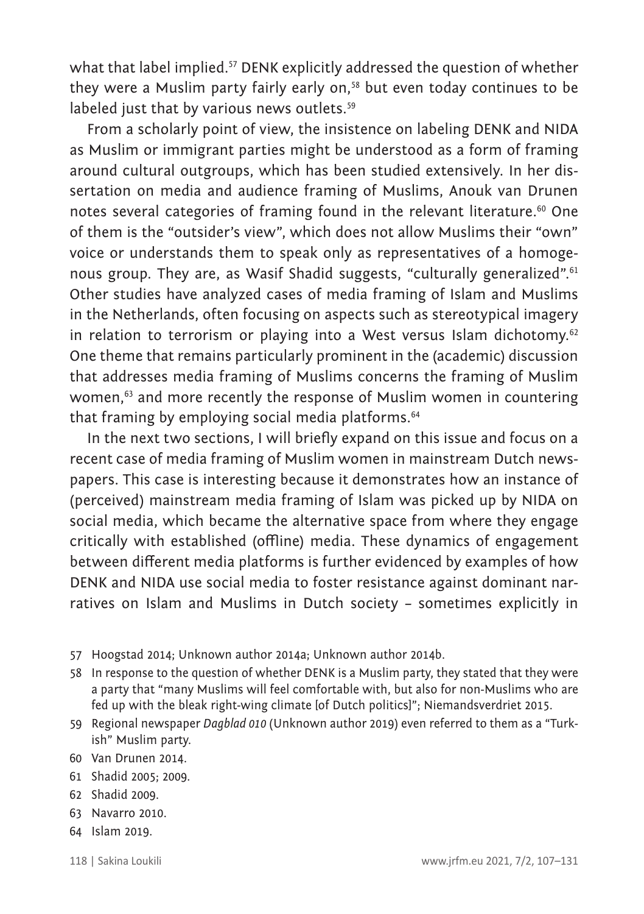what that label implied.[57] DENK explicitly addressed the question of whether they were a Muslim party fairly early on,[58] but even today continues to be labeled just that by various news outlets.[59]

From a scholarly point of view, the insistence on labeling DENK and NIDA as Muslim or immigrant parties might be understood as a form of framing around cultural outgroups, which has been studied extensively. In her dissertation on media and audience framing of Muslims, Anouk van Drunen notes several categories of framing found in the relevant literature.[60] One of them is the "outsider's view", which does not allow Muslims their "own" voice or understands them to speak only as representatives of a homogenous group. They are, as Wasif Shadid suggests, "culturally generalized".[61] Other studies have analyzed cases of media framing of Islam and Muslims in the Netherlands, often focusing on aspects such as stereotypical imagery in relation to terrorism or playing into a West versus Islam dichotomy.[62] One theme that remains particularly prominent in the (academic) discussion that addresses media framing of Muslims concerns the framing of Muslim women,[63] and more recently the response of Muslim women in countering that framing by employing social media platforms.[64]

In the next two sections, I will briefly expand on this issue and focus on a recent case of media framing of Muslim women in mainstream Dutch newspapers. This case is interesting because it demonstrates how an instance of (perceived) mainstream media framing of Islam was picked up by NIDA on social media, which became the alternative space from where they engage critically with established (offline) media. These dynamics of engagement between different media platforms is further evidenced by examples of how DENK and NIDA use social media to foster resistance against dominant narratives on Islam and Muslims in Dutch society – sometimes explicitly in

57 Hoogstad 2014; Unknown author 2014a; Unknown author 2014b.

58 In response to the question of whether DENK is a Muslim party, they stated that they were a party that "many Muslims will feel comfortable with, but also for non-Muslims who are fed up with the bleak right-wing climate [of Dutch politics]"; Niemandsverdriet 2015.

59 Regional newspaper *Dagblad 010* (Unknown author 2019) even referred to them as a "Turkish" Muslim party.

60 Van Drunen 2014.

61 Shadid 2005; 2009.

62 Shadid 2009.

63 Navarro 2010.

64 Islam 2019.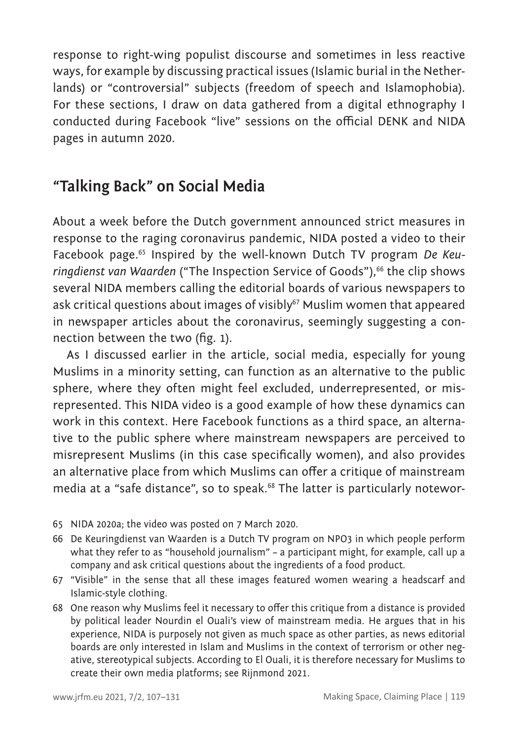response to right-wing populist discourse and sometimes in less reactive ways, for example by discussing practical issues (Islamic burial in the Netherlands) or "controversial" subjects (freedom of speech and Islamophobia). For these sections, I draw on data gathered from a digital ethnography I conducted during Facebook "live" sessions on the official DENK and NIDA pages in autumn 2020.

## "Talking Back" on Social Media

About a week before the Dutch government announced strict measures in response to the raging coronavirus pandemic, NIDA posted a video to their Facebook page.[65] Inspired by the well-known Dutch TV program *De Keuringdienst van Waarden* ("The Inspection Service of Goods"),[66] the clip shows several NIDA members calling the editorial boards of various newspapers to ask critical questions about images of visibly[67] Muslim women that appeared in newspaper articles about the coronavirus, seemingly suggesting a connection between the two (fig. 1).

As I discussed earlier in the article, social media, especially for young Muslims in a minority setting, can function as an alternative to the public sphere, where they often might feel excluded, underrepresented, or misrepresented. This NIDA video is a good example of how these dynamics can work in this context. Here Facebook functions as a third space, an alternative to the public sphere where mainstream newspapers are perceived to misrepresent Muslims (in this case specifically women), and also provides an alternative place from which Muslims can offer a critique of mainstream media at a "safe distance", so to speak.[68] The latter is particularly notewor-

65 NIDA 2020a; the video was posted on 7 March 2020.

66 De Keuringdienst van Waarden is a Dutch TV program on NPO3 in which people perform what they refer to as "household journalism" – a participant might, for example, call up a company and ask critical questions about the ingredients of a food product.

67 "Visible" in the sense that all these images featured women wearing a headscarf and Islamic-style clothing.

68 One reason why Muslims feel it necessary to offer this critique from a distance is provided by political leader Nourdin el Ouali's view of mainstream media. He argues that in his experience, NIDA is purposely not given as much space as other parties, as news editorial boards are only interested in Islam and Muslims in the context of terrorism or other negative, stereotypical subjects. According to El Ouali, it is therefore necessary for Muslims to create their own media platforms; see Rijnmond 2021.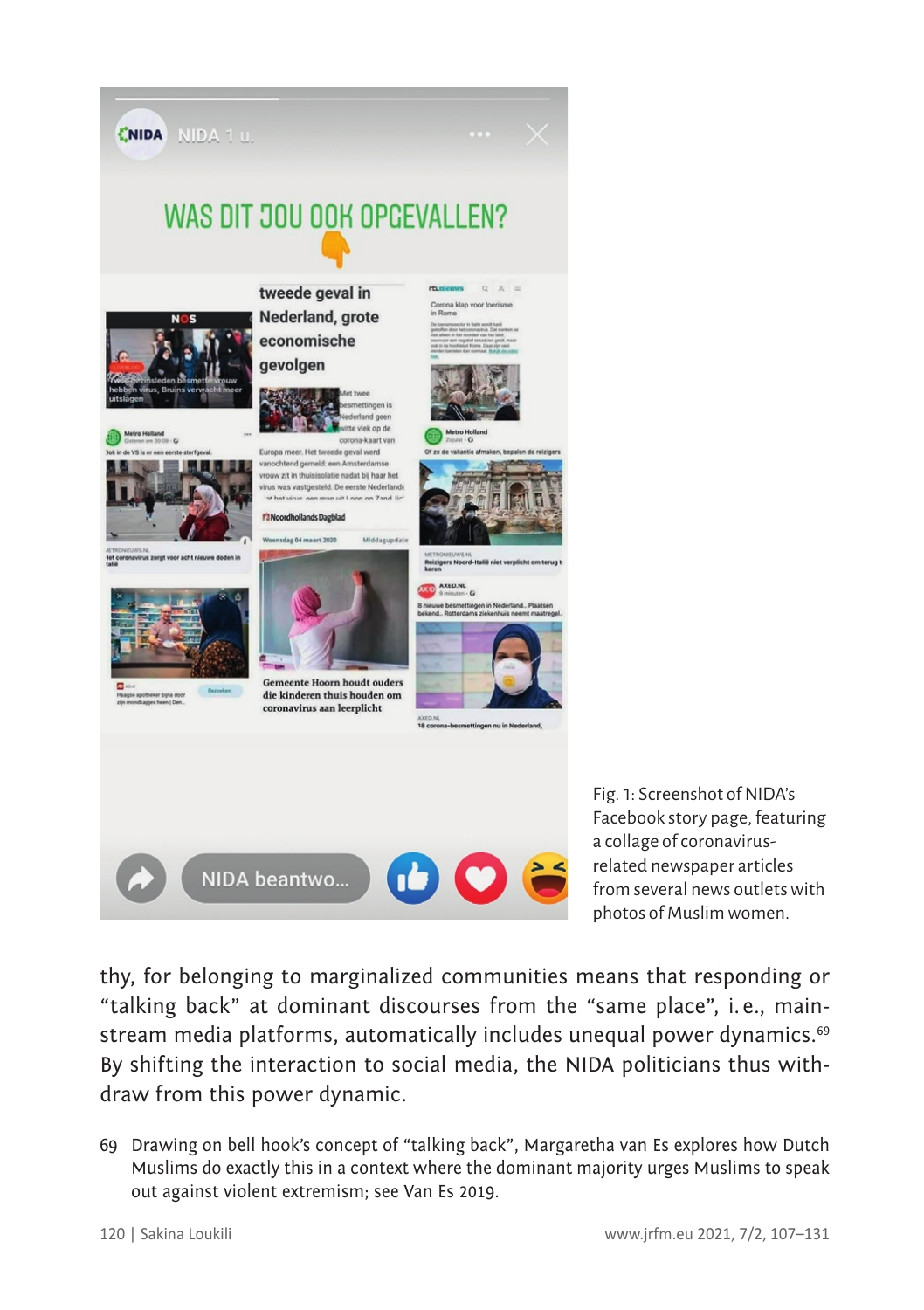Fig. 1: Screenshot of NIDA's Facebook story page, featuring a collage of coronavirus-related newspaper articles from several news outlets with photos of Muslim women.

thy, for belonging to marginalized communities means that responding or "talking back" at dominant discourses from the "same place", i.e., mainstream media platforms, automatically includes unequal power dynamics.[69] By shifting the interaction to social media, the NIDA politicians thus withdraw from this power dynamic.

69 Drawing on bell hook's concept of "talking back", Margaretha van Es explores how Dutch Muslims do exactly this in a context where the dominant majority urges Muslims to speak out against violent extremism; see Van Es 2019.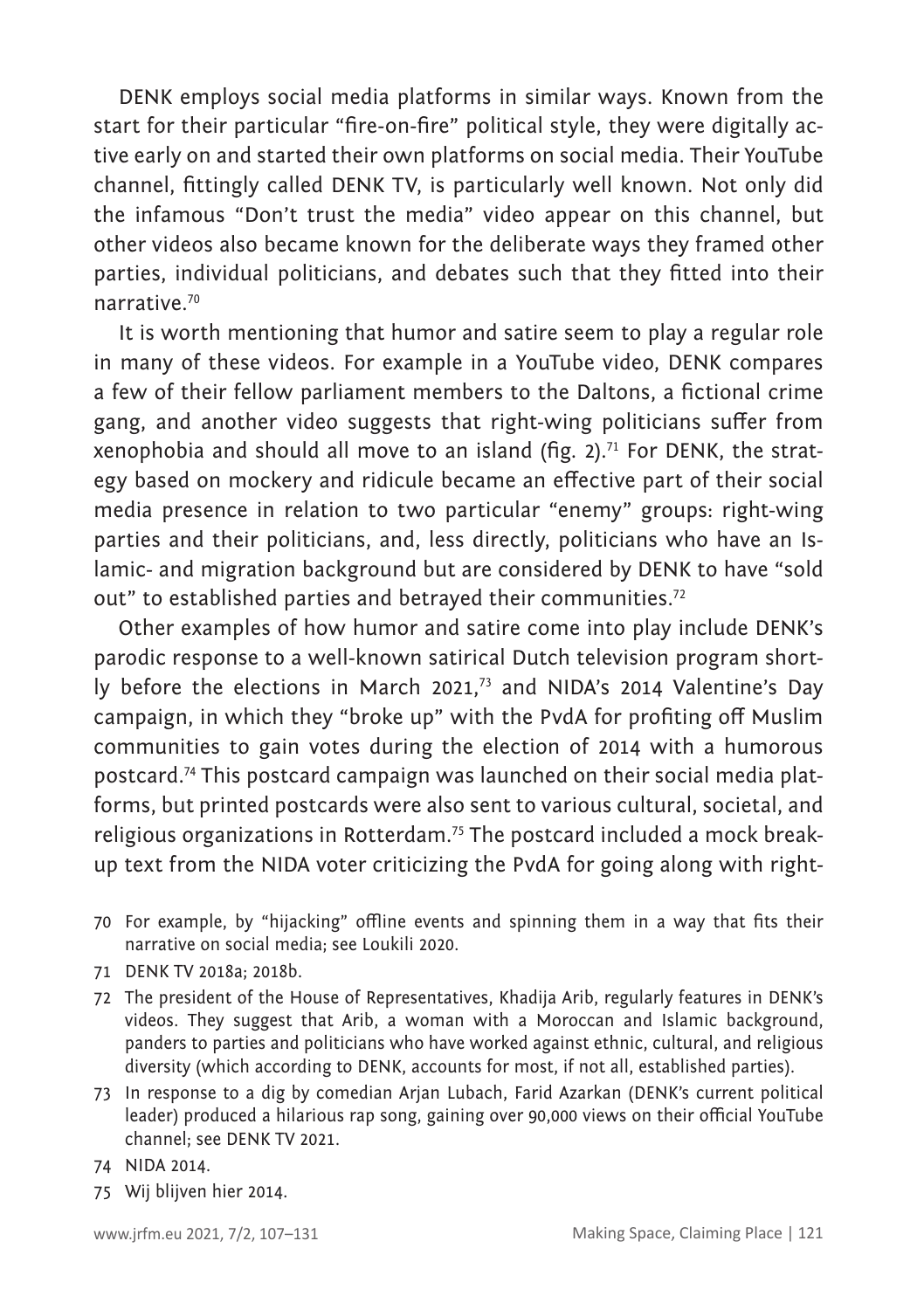DENK employs social media platforms in similar ways. Known from the start for their particular "fire-on-fire" political style, they were digitally active early on and started their own platforms on social media. Their YouTube channel, fittingly called DENK TV, is particularly well known. Not only did the infamous "Don't trust the media" video appear on this channel, but other videos also became known for the deliberate ways they framed other parties, individual politicians, and debates such that they fitted into their narrative.[70]

It is worth mentioning that humor and satire seem to play a regular role in many of these videos. For example in a YouTube video, DENK compares a few of their fellow parliament members to the Daltons, a fictional crime gang, and another video suggests that right-wing politicians suffer from xenophobia and should all move to an island (fig. 2).[71] For DENK, the strategy based on mockery and ridicule became an effective part of their social media presence in relation to two particular "enemy" groups: right-wing parties and their politicians, and, less directly, politicians who have an Islamic- and migration background but are considered by DENK to have "sold out" to established parties and betrayed their communities.[72]

Other examples of how humor and satire come into play include DENK's parodic response to a well-known satirical Dutch television program shortly before the elections in March 2021,[73] and NIDA's 2014 Valentine's Day campaign, in which they "broke up" with the PvdA for profiting off Muslim communities to gain votes during the election of 2014 with a humorous postcard.[74] This postcard campaign was launched on their social media platforms, but printed postcards were also sent to various cultural, societal, and religious organizations in Rotterdam.[75] The postcard included a mock break-up text from the NIDA voter criticizing the PvdA for going along with right-

70 For example, by "hijacking" offline events and spinning them in a way that fits their narrative on social media; see Loukili 2020.

71 DENK TV 2018a; 2018b.

72 The president of the House of Representatives, Khadija Arib, regularly features in DENK's videos. They suggest that Arib, a woman with a Moroccan and Islamic background, panders to parties and politicians who have worked against ethnic, cultural, and religious diversity (which according to DENK, accounts for most, if not all, established parties).

73 In response to a dig by comedian Arjan Lubach, Farid Azarkan (DENK's current political leader) produced a hilarious rap song, gaining over 90,000 views on their official YouTube channel; see DENK TV 2021.

74 NIDA 2014.

75 Wij blijven hier 2014.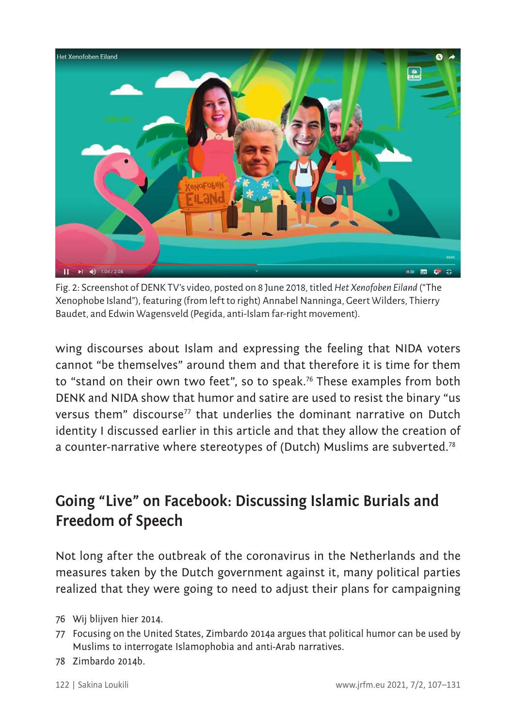Fig. 2: Screenshot of DENK TV's video, posted on 8 June 2018, titled *Het Xenofoben Eiland* ("The Xenophobe Island"), featuring (from left to right) Annabel Nanninga, Geert Wilders, Thierry Baudet, and Edwin Wagensveld (Pegida, anti-Islam far-right movement).

wing discourses about Islam and expressing the feeling that NIDA voters cannot "be themselves" around them and that therefore it is time for them to "stand on their own two feet", so to speak.[76] These examples from both DENK and NIDA show that humor and satire are used to resist the binary "us versus them" discourse[77] that underlies the dominant narrative on Dutch identity I discussed earlier in this article and that they allow the creation of a counter-narrative where stereotypes of (Dutch) Muslims are subverted.[78]

## Going "Live" on Facebook: Discussing Islamic Burials and Freedom of Speech

Not long after the outbreak of the coronavirus in the Netherlands and the measures taken by the Dutch government against it, many political parties realized that they were going to need to adjust their plans for campaigning

76 Wij blijven hier 2014.

77 Focusing on the United States, Zimbardo 2014a argues that political humor can be used by Muslims to interrogate Islamophobia and anti-Arab narratives.

78 Zimbardo 2014b.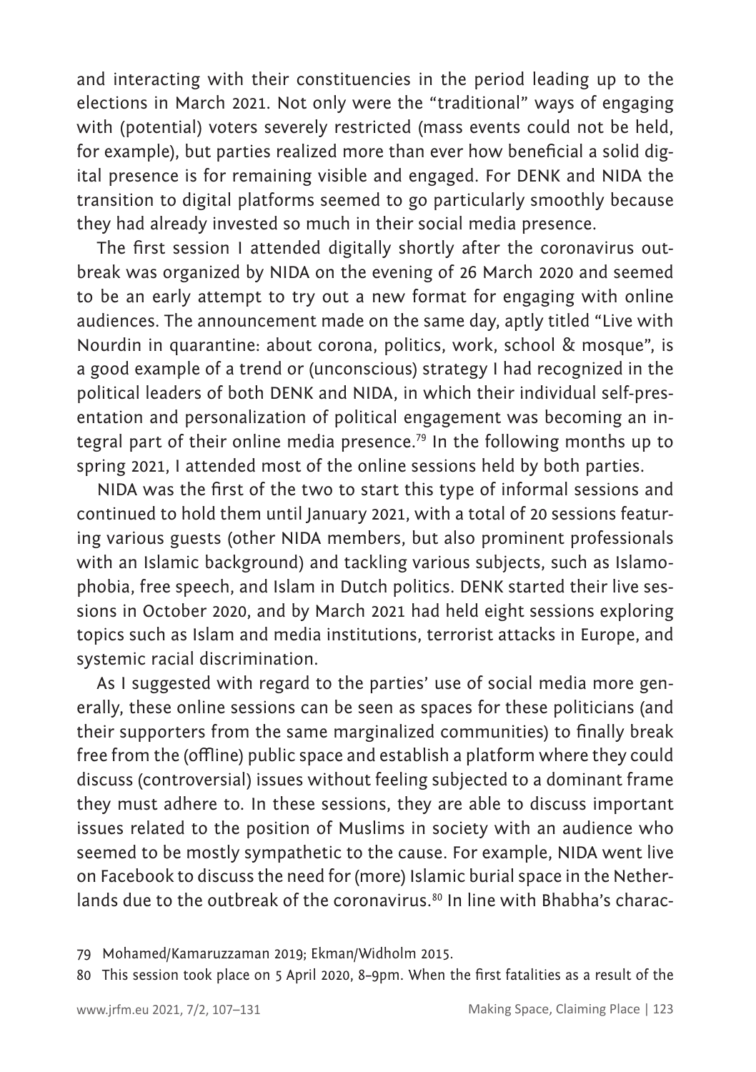and interacting with their constituencies in the period leading up to the elections in March 2021. Not only were the "traditional" ways of engaging with (potential) voters severely restricted (mass events could not be held, for example), but parties realized more than ever how beneficial a solid digital presence is for remaining visible and engaged. For DENK and NIDA the transition to digital platforms seemed to go particularly smoothly because they had already invested so much in their social media presence.

The first session I attended digitally shortly after the coronavirus outbreak was organized by NIDA on the evening of 26 March 2020 and seemed to be an early attempt to try out a new format for engaging with online audiences. The announcement made on the same day, aptly titled "Live with Nourdin in quarantine: about corona, politics, work, school & mosque", is a good example of a trend or (unconscious) strategy I had recognized in the political leaders of both DENK and NIDA, in which their individual self-presentation and personalization of political engagement was becoming an integral part of their online media presence.[79] In the following months up to spring 2021, I attended most of the online sessions held by both parties.

NIDA was the first of the two to start this type of informal sessions and continued to hold them until January 2021, with a total of 20 sessions featuring various guests (other NIDA members, but also prominent professionals with an Islamic background) and tackling various subjects, such as Islamophobia, free speech, and Islam in Dutch politics. DENK started their live sessions in October 2020, and by March 2021 had held eight sessions exploring topics such as Islam and media institutions, terrorist attacks in Europe, and systemic racial discrimination.

As I suggested with regard to the parties' use of social media more generally, these online sessions can be seen as spaces for these politicians (and their supporters from the same marginalized communities) to finally break free from the (offline) public space and establish a platform where they could discuss (controversial) issues without feeling subjected to a dominant frame they must adhere to. In these sessions, they are able to discuss important issues related to the position of Muslims in society with an audience who seemed to be mostly sympathetic to the cause. For example, NIDA went live on Facebook to discuss the need for (more) Islamic burial space in the Netherlands due to the outbreak of the coronavirus.[80] In line with Bhabha's charac-

79 Mohamed/Kamaruzzaman 2019; Ekman/Widholm 2015.

80 This session took place on 5 April 2020, 8–9pm. When the first fatalities as a result of the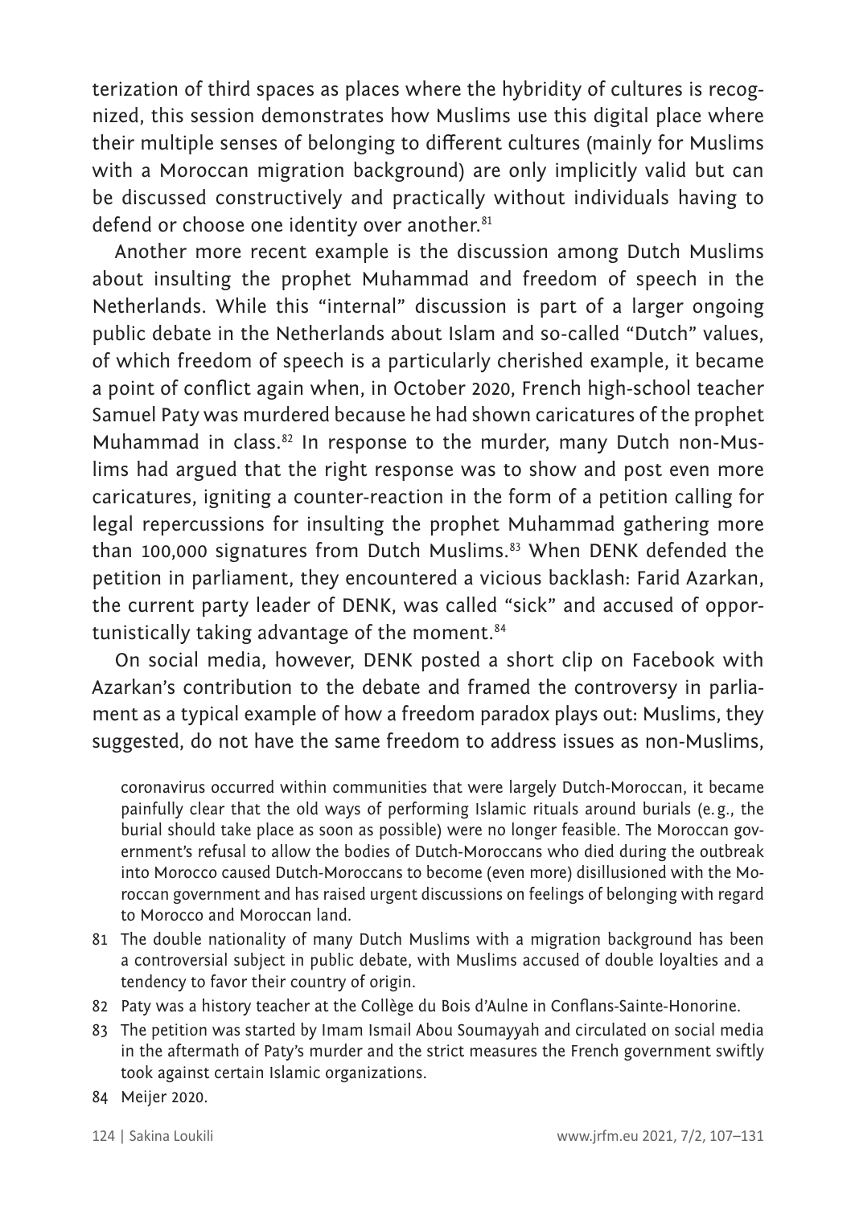terization of third spaces as places where the hybridity of cultures is recognized, this session demonstrates how Muslims use this digital place where their multiple senses of belonging to different cultures (mainly for Muslims with a Moroccan migration background) are only implicitly valid but can be discussed constructively and practically without individuals having to defend or choose one identity over another.[81]

Another more recent example is the discussion among Dutch Muslims about insulting the prophet Muhammad and freedom of speech in the Netherlands. While this "internal" discussion is part of a larger ongoing public debate in the Netherlands about Islam and so-called "Dutch" values, of which freedom of speech is a particularly cherished example, it became a point of conflict again when, in October 2020, French high-school teacher Samuel Paty was murdered because he had shown caricatures of the prophet Muhammad in class.[82] In response to the murder, many Dutch non-Muslims had argued that the right response was to show and post even more caricatures, igniting a counter-reaction in the form of a petition calling for legal repercussions for insulting the prophet Muhammad gathering more than 100,000 signatures from Dutch Muslims.[83] When DENK defended the petition in parliament, they encountered a vicious backlash: Farid Azarkan, the current party leader of DENK, was called "sick" and accused of opportunistically taking advantage of the moment.[84]

On social media, however, DENK posted a short clip on Facebook with Azarkan's contribution to the debate and framed the controversy in parliament as a typical example of how a freedom paradox plays out: Muslims, they suggested, do not have the same freedom to address issues as non-Muslims,

coronavirus occurred within communities that were largely Dutch-Moroccan, it became painfully clear that the old ways of performing Islamic rituals around burials (e.g., the burial should take place as soon as possible) were no longer feasible. The Moroccan government's refusal to allow the bodies of Dutch-Moroccans who died during the outbreak into Morocco caused Dutch-Moroccans to become (even more) disillusioned with the Moroccan government and has raised urgent discussions on feelings of belonging with regard to Morocco and Moroccan land.

81 The double nationality of many Dutch Muslims with a migration background has been a controversial subject in public debate, with Muslims accused of double loyalties and a tendency to favor their country of origin.

82 Paty was a history teacher at the Collège du Bois d'Aulne in Conflans-Sainte-Honorine.

83 The petition was started by Imam Ismail Abou Soumayyah and circulated on social media in the aftermath of Paty's murder and the strict measures the French government swiftly took against certain Islamic organizations.

84 Meijer 2020.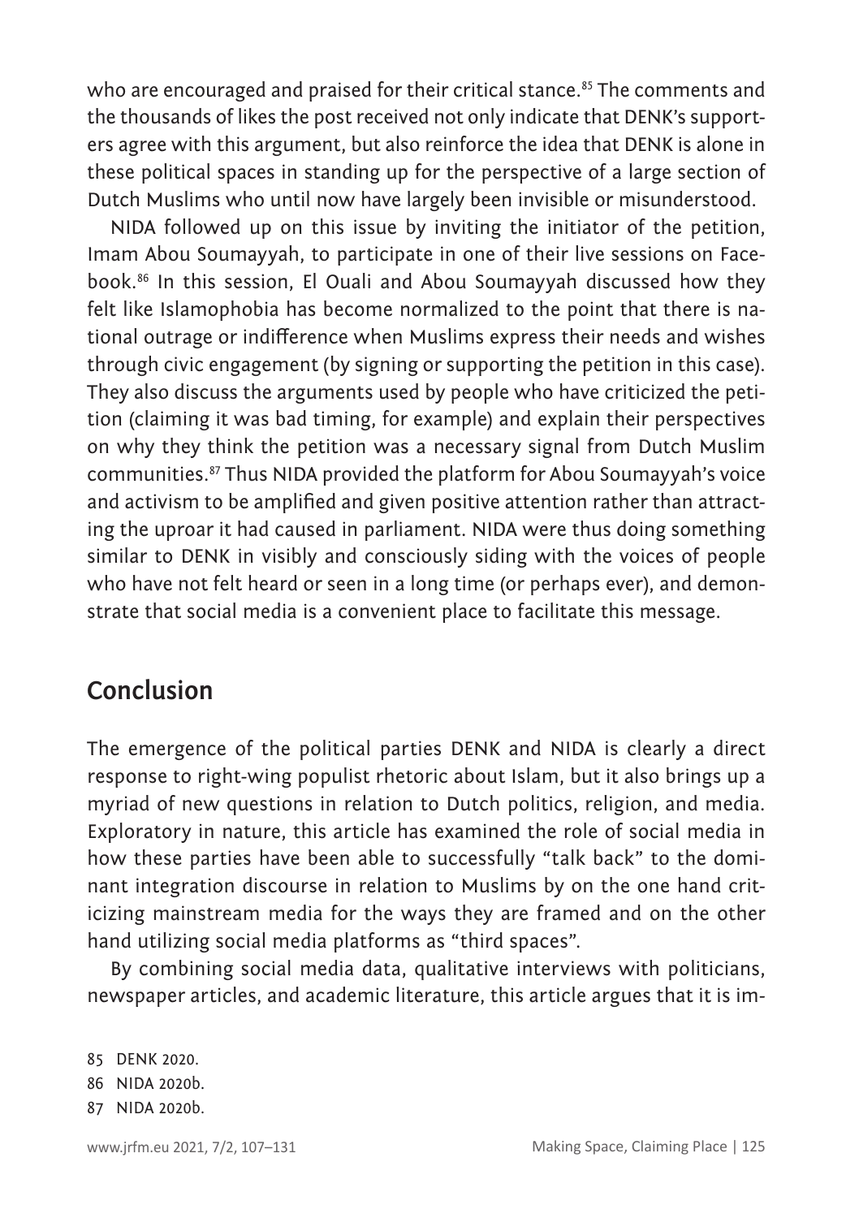who are encouraged and praised for their critical stance.[85] The comments and the thousands of likes the post received not only indicate that DENK's supporters agree with this argument, but also reinforce the idea that DENK is alone in these political spaces in standing up for the perspective of a large section of Dutch Muslims who until now have largely been invisible or misunderstood.

NIDA followed up on this issue by inviting the initiator of the petition, Imam Abou Soumayyah, to participate in one of their live sessions on Facebook.[86] In this session, El Ouali and Abou Soumayyah discussed how they felt like Islamophobia has become normalized to the point that there is national outrage or indifference when Muslims express their needs and wishes through civic engagement (by signing or supporting the petition in this case). They also discuss the arguments used by people who have criticized the petition (claiming it was bad timing, for example) and explain their perspectives on why they think the petition was a necessary signal from Dutch Muslim communities.[87] Thus NIDA provided the platform for Abou Soumayyah's voice and activism to be amplified and given positive attention rather than attracting the uproar it had caused in parliament. NIDA were thus doing something similar to DENK in visibly and consciously siding with the voices of people who have not felt heard or seen in a long time (or perhaps ever), and demonstrate that social media is a convenient place to facilitate this message.

## Conclusion

The emergence of the political parties DENK and NIDA is clearly a direct response to right-wing populist rhetoric about Islam, but it also brings up a myriad of new questions in relation to Dutch politics, religion, and media. Exploratory in nature, this article has examined the role of social media in how these parties have been able to successfully "talk back" to the dominant integration discourse in relation to Muslims by on the one hand criticizing mainstream media for the ways they are framed and on the other hand utilizing social media platforms as "third spaces".

By combining social media data, qualitative interviews with politicians, newspaper articles, and academic literature, this article argues that it is im-

85 DENK 2020.

86 NIDA 2020b.

87 NIDA 2020b.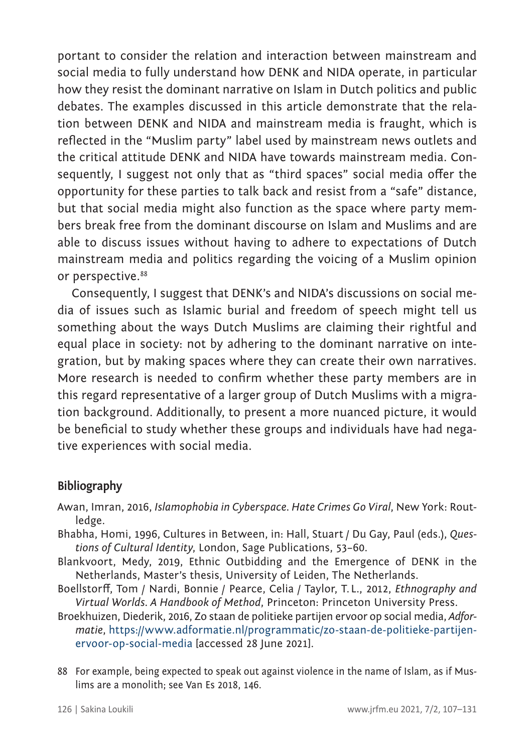portant to consider the relation and interaction between mainstream and social media to fully understand how DENK and NIDA operate, in particular how they resist the dominant narrative on Islam in Dutch politics and public debates. The examples discussed in this article demonstrate that the relation between DENK and NIDA and mainstream media is fraught, which is reflected in the "Muslim party" label used by mainstream news outlets and the critical attitude DENK and NIDA have towards mainstream media. Consequently, I suggest not only that as "third spaces" social media offer the opportunity for these parties to talk back and resist from a "safe" distance, but that social media might also function as the space where party members break free from the dominant discourse on Islam and Muslims and are able to discuss issues without having to adhere to expectations of Dutch mainstream media and politics regarding the voicing of a Muslim opinion or perspective.[88]

Consequently, I suggest that DENK's and NIDA's discussions on social media of issues such as Islamic burial and freedom of speech might tell us something about the ways Dutch Muslims are claiming their rightful and equal place in society: not by adhering to the dominant narrative on integration, but by making spaces where they can create their own narratives. More research is needed to confirm whether these party members are in this regard representative of a larger group of Dutch Muslims with a migration background. Additionally, to present a more nuanced picture, it would be beneficial to study whether these groups and individuals have had negative experiences with social media.

## Bibliography

Awan, Imran, 2016, *Islamophobia in Cyberspace. Hate Crimes Go Viral*, New York: Routledge.

Bhabha, Homi, 1996, Cultures in Between, in: Hall, Stuart / Du Gay, Paul (eds.), *Questions of Cultural Identity*, London, Sage Publications, 53–60.

Blankvoort, Medy, 2019, Ethnic Outbidding and the Emergence of DENK in the Netherlands, Master's thesis, University of Leiden, The Netherlands.

Boellstorff, Tom / Nardi, Bonnie / Pearce, Celia / Taylor, T. L., 2012, *Ethnography and Virtual Worlds. A Handbook of Method*, Princeton: Princeton University Press.

Broekhuizen, Diederik, 2016, Zo staan de politieke partijen ervoor op social media, *Adformatie*, https://www.adformatie.nl/programmatic/zo-staan-de-politieke-partijen-ervoor-op-social-media [accessed 28 June 2021].

88 For example, being expected to speak out against violence in the name of Islam, as if Muslims are a monolith; see Van Es 2018, 146.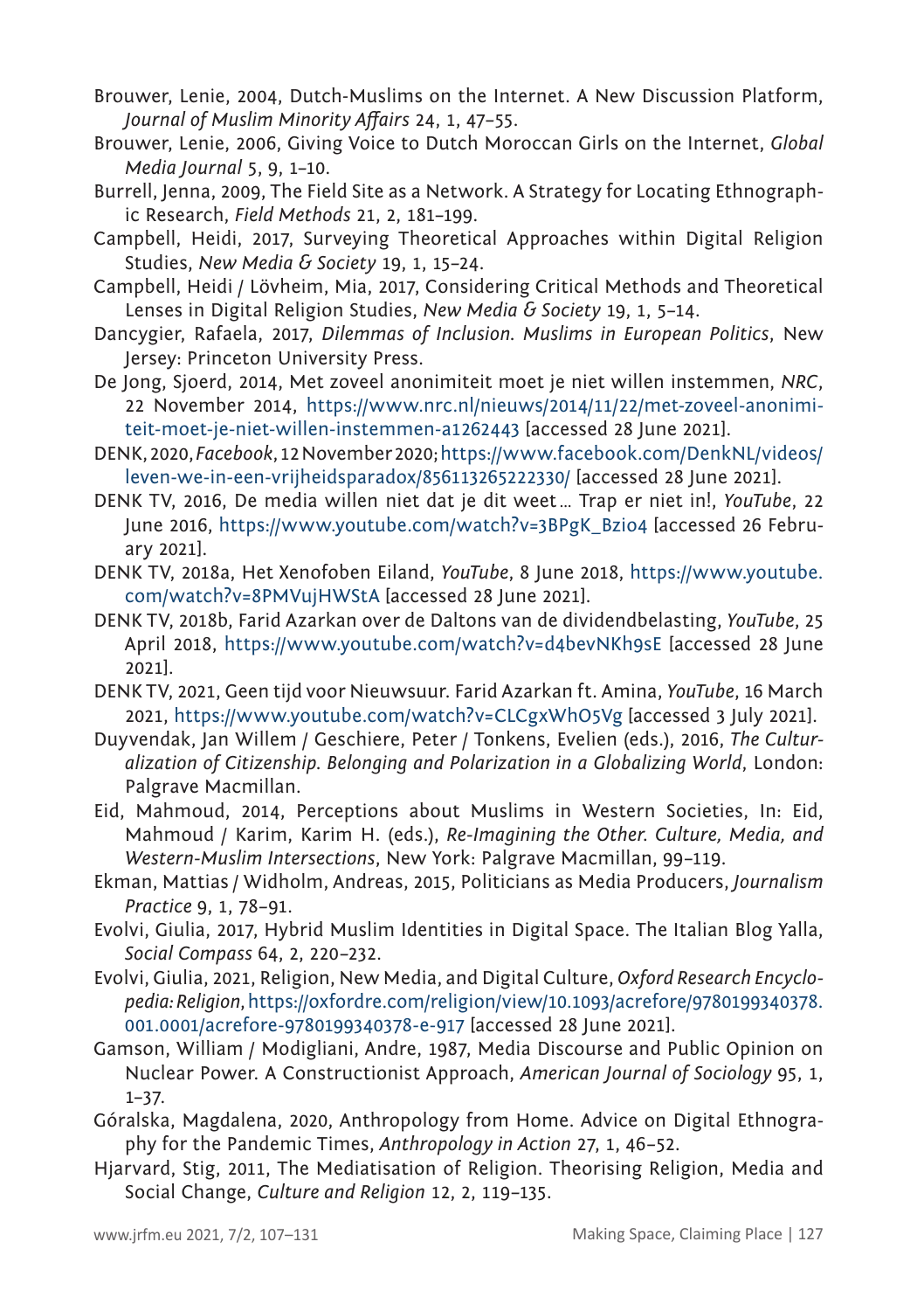Brouwer, Lenie, 2004, Dutch-Muslims on the Internet. A New Discussion Platform, *Journal of Muslim Minority Affairs* 24, 1, 47–55.

Brouwer, Lenie, 2006, Giving Voice to Dutch Moroccan Girls on the Internet, *Global Media Journal* 5, 9, 1–10.

Burrell, Jenna, 2009, The Field Site as a Network. A Strategy for Locating Ethnographic Research, *Field Methods* 21, 2, 181–199.

Campbell, Heidi, 2017, Surveying Theoretical Approaches within Digital Religion Studies, *New Media & Society* 19, 1, 15–24.

Campbell, Heidi / Lövheim, Mia, 2017, Considering Critical Methods and Theoretical Lenses in Digital Religion Studies, *New Media & Society* 19, 1, 5–14.

Dancygier, Rafaela, 2017, *Dilemmas of Inclusion. Muslims in European Politics*, New Jersey: Princeton University Press.

De Jong, Sjoerd, 2014, Met zoveel anonimiteit moet je niet willen instemmen, *NRC*, 22 November 2014, https://www.nrc.nl/nieuws/2014/11/22/met-zoveel-anonimiteit-moet-je-niet-willen-instemmen-a1262443 [accessed 28 June 2021].

DENK, 2020, *Facebook*, 12 November 2020; https://www.facebook.com/DenkNL/videos/leven-we-in-een-vrijheidsparadox/856113265222330/ [accessed 28 June 2021].

DENK TV, 2016, De media willen niet dat je dit weet… Trap er niet in!, *YouTube*, 22 June 2016, https://www.youtube.com/watch?v=3BPgK_Bzio4 [accessed 26 February 2021].

DENK TV, 2018a, Het Xenofoben Eiland, *YouTube*, 8 June 2018, https://www.youtube.com/watch?v=8PMVujHWStA [accessed 28 June 2021].

DENK TV, 2018b, Farid Azarkan over de Daltons van de dividendbelasting, *YouTube*, 25 April 2018, https://www.youtube.com/watch?v=d4bevNKh9sE [accessed 28 June 2021].

DENK TV, 2021, Geen tijd voor Nieuwsuur. Farid Azarkan ft. Amina, *YouTube*, 16 March 2021, https://www.youtube.com/watch?v=CLCgxWhO5Vg [accessed 3 July 2021].

Duyvendak, Jan Willem / Geschiere, Peter / Tonkens, Evelien (eds.), 2016, *The Culturalization of Citizenship. Belonging and Polarization in a Globalizing World*, London: Palgrave Macmillan.

Eid, Mahmoud, 2014, Perceptions about Muslims in Western Societies, In: Eid, Mahmoud / Karim, Karim H. (eds.), *Re-Imagining the Other. Culture, Media, and Western-Muslim Intersections*, New York: Palgrave Macmillan, 99–119.

Ekman, Mattias / Widholm, Andreas, 2015, Politicians as Media Producers, *Journalism Practice* 9, 1, 78–91.

Evolvi, Giulia, 2017, Hybrid Muslim Identities in Digital Space. The Italian Blog Yalla, *Social Compass* 64, 2, 220–232.

Evolvi, Giulia, 2021, Religion, New Media, and Digital Culture, *Oxford Research Encyclopedia: Religion*, https://oxfordre.com/religion/view/10.1093/acrefore/9780199340378.001.0001/acrefore-9780199340378-e-917 [accessed 28 June 2021].

Gamson, William / Modigliani, Andre, 1987, Media Discourse and Public Opinion on Nuclear Power. A Constructionist Approach, *American Journal of Sociology* 95, 1, 1–37.

Góralska, Magdalena, 2020, Anthropology from Home. Advice on Digital Ethnography for the Pandemic Times, *Anthropology in Action* 27, 1, 46–52.

Hjarvard, Stig, 2011, The Mediatisation of Religion. Theorising Religion, Media and Social Change, *Culture and Religion* 12, 2, 119–135.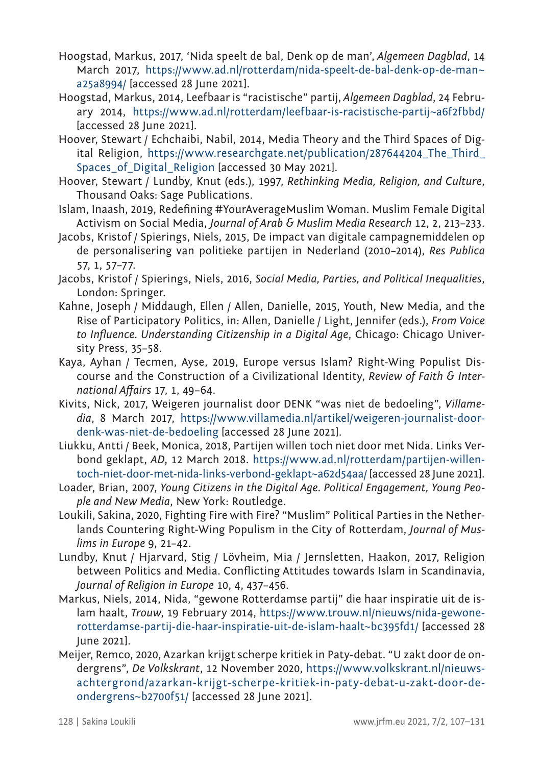Hoogstad, Markus, 2017, 'Nida speelt de bal, Denk op de man', *Algemeen Dagblad*, 14 March 2017, https://www.ad.nl/rotterdam/nida-speelt-de-bal-denk-op-de-man~a25a8994/ [accessed 28 June 2021].

Hoogstad, Markus, 2014, Leefbaar is "racistische" partij, *Algemeen Dagblad*, 24 February 2014, https://www.ad.nl/rotterdam/leefbaar-is-racistische-partij~a6f2fbbd/ [accessed 28 June 2021].

Hoover, Stewart / Echchaibi, Nabil, 2014, Media Theory and the Third Spaces of Digital Religion, https://www.researchgate.net/publication/287644204_The_Third_Spaces_of_Digital_Religion [accessed 30 May 2021].

Hoover, Stewart / Lundby, Knut (eds.), 1997, *Rethinking Media, Religion, and Culture*, Thousand Oaks: Sage Publications.

Islam, Inaash, 2019, Redefining #YourAverageMuslim Woman. Muslim Female Digital Activism on Social Media, *Journal of Arab & Muslim Media Research* 12, 2, 213–233.

Jacobs, Kristof / Spierings, Niels, 2015, De impact van digitale campagnemiddelen op de personalisering van politieke partijen in Nederland (2010–2014), *Res Publica* 57, 1, 57–77.

Jacobs, Kristof / Spierings, Niels, 2016, *Social Media, Parties, and Political Inequalities*, London: Springer.

Kahne, Joseph / Middaugh, Ellen / Allen, Danielle, 2015, Youth, New Media, and the Rise of Participatory Politics, in: Allen, Danielle / Light, Jennifer (eds.), *From Voice to Influence. Understanding Citizenship in a Digital Age*, Chicago: Chicago University Press, 35–58.

Kaya, Ayhan / Tecmen, Ayse, 2019, Europe versus Islam? Right-Wing Populist Discourse and the Construction of a Civilizational Identity, *Review of Faith & International Affairs* 17, 1, 49–64.

Kivits, Nick, 2017, Weigeren journalist door DENK "was niet de bedoeling", *Villamedia*, 8 March 2017, https://www.villamedia.nl/artikel/weigeren-journalist-door-denk-was-niet-de-bedoeling [accessed 28 June 2021].

Liukku, Antti / Beek, Monica, 2018, Partijen willen toch niet door met Nida. Links Verbond geklapt, *AD*, 12 March 2018. https://www.ad.nl/rotterdam/partijen-willen-toch-niet-door-met-nida-links-verbond-geklapt~a62d54aa/ [accessed 28 June 2021].

Loader, Brian, 2007, *Young Citizens in the Digital Age. Political Engagement, Young People and New Media*, New York: Routledge.

Loukili, Sakina, 2020, Fighting Fire with Fire? "Muslim" Political Parties in the Netherlands Countering Right-Wing Populism in the City of Rotterdam, *Journal of Muslims in Europe* 9, 21–42.

Lundby, Knut / Hjarvard, Stig / Lövheim, Mia / Jernsletten, Haakon, 2017, Religion between Politics and Media. Conflicting Attitudes towards Islam in Scandinavia, *Journal of Religion in Europe* 10, 4, 437–456.

Markus, Niels, 2014, Nida, "gewone Rotterdamse partij" die haar inspiratie uit de islam haalt, *Trouw*, 19 February 2014, https://www.trouw.nl/nieuws/nida-gewone-rotterdamse-partij-die-haar-inspiratie-uit-de-islam-haalt~bc395fd1/ [accessed 28 June 2021].

Meijer, Remco, 2020, Azarkan krijgt scherpe kritiek in Paty-debat. "U zakt door de ondergrens", *De Volkskrant*, 12 November 2020, https://www.volkskrant.nl/nieuws-achtergrond/azarkan-krijgt-scherpe-kritiek-in-paty-debat-u-zakt-door-de-ondergrens~b2700f51/ [accessed 28 June 2021].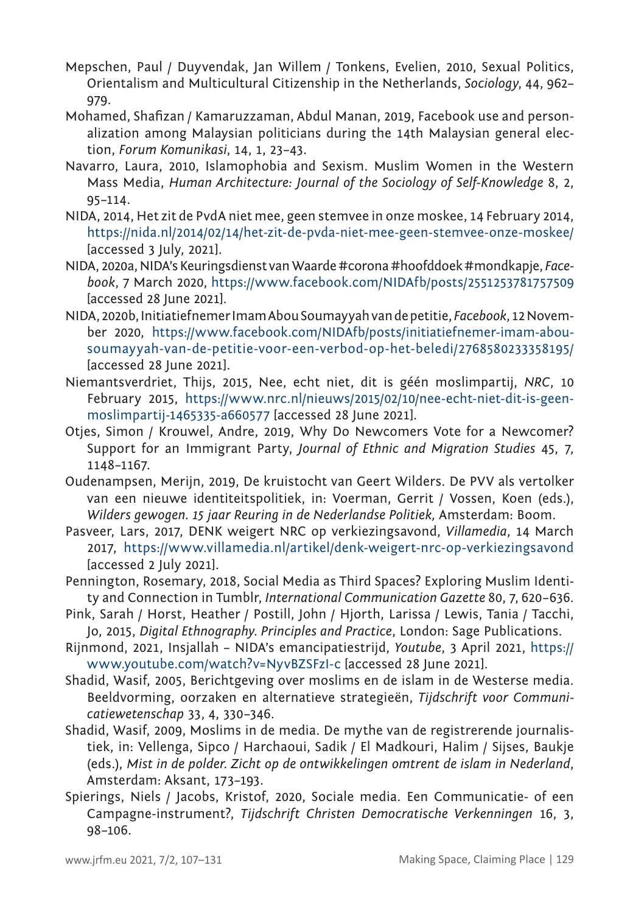Mepschen, Paul / Duyvendak, Jan Willem / Tonkens, Evelien, 2010, Sexual Politics, Orientalism and Multicultural Citizenship in the Netherlands, *Sociology*, 44, 962–979.

Mohamed, Shafizan / Kamaruzzaman, Abdul Manan, 2019, Facebook use and personalization among Malaysian politicians during the 14th Malaysian general election, *Forum Komunikasi*, 14, 1, 23–43.

Navarro, Laura, 2010, Islamophobia and Sexism. Muslim Women in the Western Mass Media, *Human Architecture: Journal of the Sociology of Self-Knowledge* 8, 2, 95–114.

NIDA, 2014, Het zit de PvdA niet mee, geen stemvee in onze moskee, 14 February 2014, https://nida.nl/2014/02/14/het-zit-de-pvda-niet-mee-geen-stemvee-onze-moskee/ [accessed 3 July, 2021].

NIDA, 2020a, NIDA's Keuringsdienst van Waarde #corona #hoofddoek #mondkapje, *Facebook*, 7 March 2020, https://www.facebook.com/NIDAfb/posts/2551253781757509 [accessed 28 June 2021].

NIDA, 2020b, Initiatiefnemer Imam Abou Soumayyah van de petitie, *Facebook*, 12 November 2020, https://www.facebook.com/NIDAfb/posts/initiatiefnemer-imam-abou-soumayyah-van-de-petitie-voor-een-verbod-op-het-beledi/2768580233358195/ [accessed 28 June 2021].

Niemantsverdriet, Thijs, 2015, Nee, echt niet, dit is géén moslimpartij, *NRC*, 10 February 2015, https://www.nrc.nl/nieuws/2015/02/10/nee-echt-niet-dit-is-geen-moslimpartij-1465335-a660577 [accessed 28 June 2021].

Otjes, Simon / Krouwel, Andre, 2019, Why Do Newcomers Vote for a Newcomer? Support for an Immigrant Party, *Journal of Ethnic and Migration Studies* 45, 7, 1148–1167.

Oudenampsen, Merijn, 2019, De kruistocht van Geert Wilders. De PVV als vertolker van een nieuwe identiteitspolitiek, in: Voerman, Gerrit / Vossen, Koen (eds.), *Wilders gewogen. 15 jaar Reuring in de Nederlandse Politiek,* Amsterdam: Boom.

Pasveer, Lars, 2017, DENK weigert NRC op verkiezingsavond, *Villamedia*, 14 March 2017, https://www.villamedia.nl/artikel/denk-weigert-nrc-op-verkiezingsavond [accessed 2 July 2021].

Pennington, Rosemary, 2018, Social Media as Third Spaces? Exploring Muslim Identity and Connection in Tumblr, *International Communication Gazette* 80, 7, 620–636.

Pink, Sarah / Horst, Heather / Postill, John / Hjorth, Larissa / Lewis, Tania / Tacchi, Jo, 2015, *Digital Ethnography. Principles and Practice*, London: Sage Publications.

Rijnmond, 2021, Insjallah – NIDA's emancipatiestrijd, *Youtube*, 3 April 2021, https://www.youtube.com/watch?v=NyvBZSFzI-c [accessed 28 June 2021].

Shadid, Wasif, 2005, Berichtgeving over moslims en de islam in de Westerse media. Beeldvorming, oorzaken en alternatieve strategieën, *Tijdschrift voor Communicatiewetenschap* 33, 4, 330–346.

Shadid, Wasif, 2009, Moslims in de media. De mythe van de registrerende journalistiek, in: Vellenga, Sipco / Harchaoui, Sadik / El Madkouri, Halim / Sijses, Baukje (eds.), *Mist in de polder. Zicht op de ontwikkelingen omtrent de islam in Nederland*, Amsterdam: Aksant, 173–193.

Spierings, Niels / Jacobs, Kristof, 2020, Sociale media. Een Communicatie- of een Campagne-instrument?, *Tijdschrift Christen Democratische Verkenningen* 16, 3, 98–106.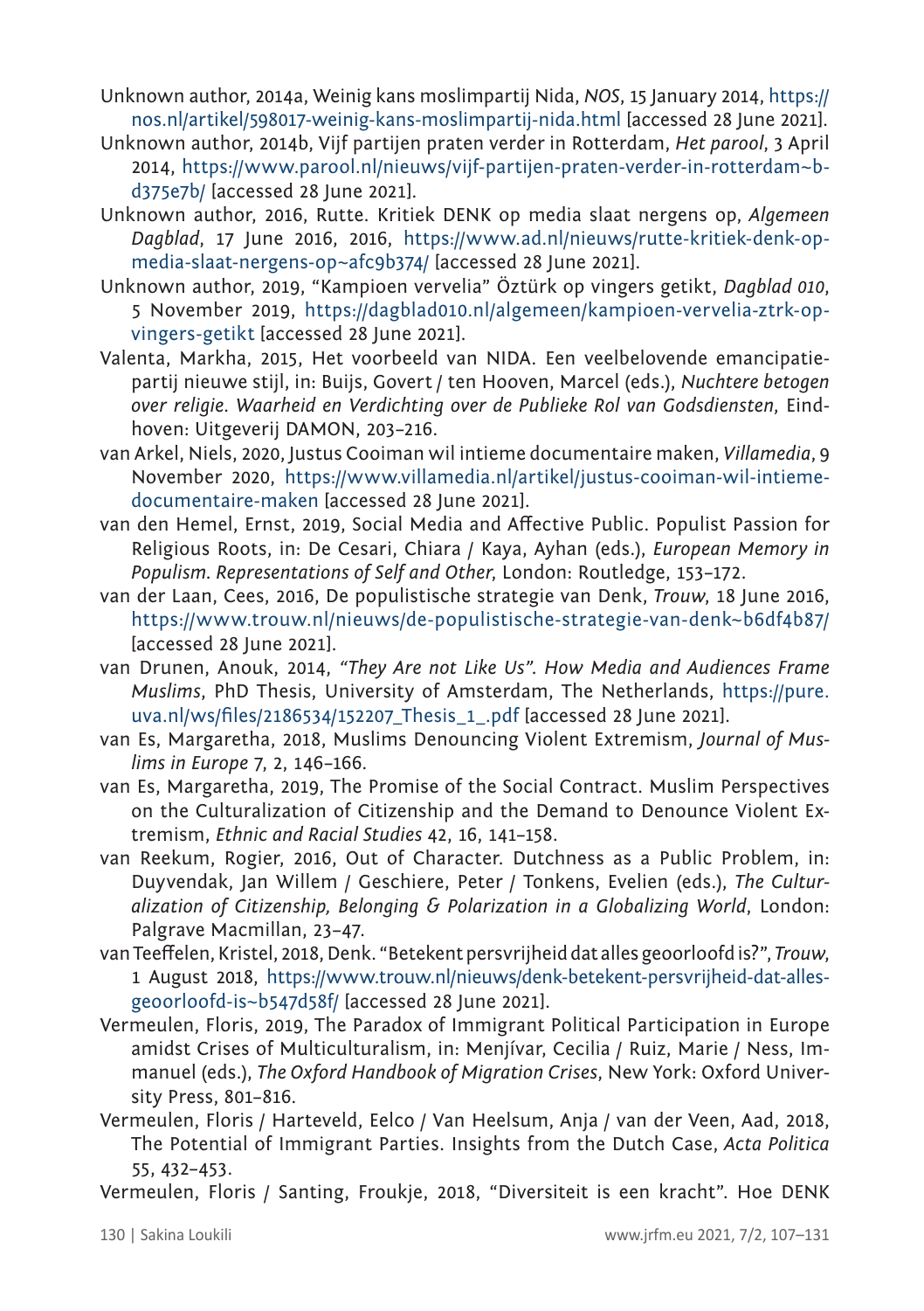Unknown author, 2014a, Weinig kans moslimpartij Nida, *NOS*, 15 January 2014, https://nos.nl/artikel/598017-weinig-kans-moslimpartij-nida.html [accessed 28 June 2021].

Unknown author, 2014b, Vijf partijen praten verder in Rotterdam, *Het parool*, 3 April 2014, https://www.parool.nl/nieuws/vijf-partijen-praten-verder-in-rotterdam~bd375e7b/ [accessed 28 June 2021].

Unknown author, 2016, Rutte. Kritiek DENK op media slaat nergens op, *Algemeen Dagblad*, 17 June 2016, 2016, https://www.ad.nl/nieuws/rutte-kritiek-denk-op-media-slaat-nergens-op~afc9b374/ [accessed 28 June 2021].

Unknown author, 2019, "Kampioen vervelia" Öztürk op vingers getikt, *Dagblad 010*, 5 November 2019, https://dagblad010.nl/algemeen/kampioen-vervelia-ztrk-op-vingers-getikt [accessed 28 June 2021].

Valenta, Markha, 2015, Het voorbeeld van NIDA. Een veelbelovende emancipatiepartij nieuwe stijl, in: Buijs, Govert / ten Hooven, Marcel (eds.), *Nuchtere betogen over religie. Waarheid en Verdichting over de Publieke Rol van Godsdiensten*, Eindhoven: Uitgeverij DAMON, 203–216.

van Arkel, Niels, 2020, Justus Cooiman wil intieme documentaire maken, *Villamedia*, 9 November 2020, https://www.villamedia.nl/artikel/justus-cooiman-wil-intieme-documentaire-maken [accessed 28 June 2021].

van den Hemel, Ernst, 2019, Social Media and Affective Public. Populist Passion for Religious Roots, in: De Cesari, Chiara / Kaya, Ayhan (eds.), *European Memory in Populism. Representations of Self and Other*, London: Routledge, 153–172.

van der Laan, Cees, 2016, De populistische strategie van Denk, *Trouw*, 18 June 2016, https://www.trouw.nl/nieuws/de-populistische-strategie-van-denk~b6df4b87/ [accessed 28 June 2021].

van Drunen, Anouk, 2014, *"They Are not Like Us". How Media and Audiences Frame Muslims*, PhD Thesis, University of Amsterdam, The Netherlands, https://pure.uva.nl/ws/files/2186534/152207_Thesis_1_.pdf [accessed 28 June 2021].

van Es, Margaretha, 2018, Muslims Denouncing Violent Extremism, *Journal of Muslims in Europe* 7, 2, 146–166.

van Es, Margaretha, 2019, The Promise of the Social Contract. Muslim Perspectives on the Culturalization of Citizenship and the Demand to Denounce Violent Extremism, *Ethnic and Racial Studies* 42, 16, 141–158.

van Reekum, Rogier, 2016, Out of Character. Dutchness as a Public Problem, in: Duyvendak, Jan Willem / Geschiere, Peter / Tonkens, Evelien (eds.), *The Culturalization of Citizenship, Belonging & Polarization in a Globalizing World*, London: Palgrave Macmillan, 23–47.

van Teeffelen, Kristel, 2018, Denk. "Betekent persvrijheid dat alles geoorloofd is?", *Trouw*, 1 August 2018, https://www.trouw.nl/nieuws/denk-betekent-persvrijheid-dat-alles-geoorloofd-is~b547d58f/ [accessed 28 June 2021].

Vermeulen, Floris, 2019, The Paradox of Immigrant Political Participation in Europe amidst Crises of Multiculturalism, in: Menjívar, Cecilia / Ruiz, Marie / Ness, Immanuel (eds.), *The Oxford Handbook of Migration Crises*, New York: Oxford University Press, 801–816.

Vermeulen, Floris / Harteveld, Eelco / Van Heelsum, Anja / van der Veen, Aad, 2018, The Potential of Immigrant Parties. Insights from the Dutch Case, *Acta Politica* 55, 432–453.

Vermeulen, Floris / Santing, Froukje, 2018, "Diversiteit is een kracht". Hoe DENK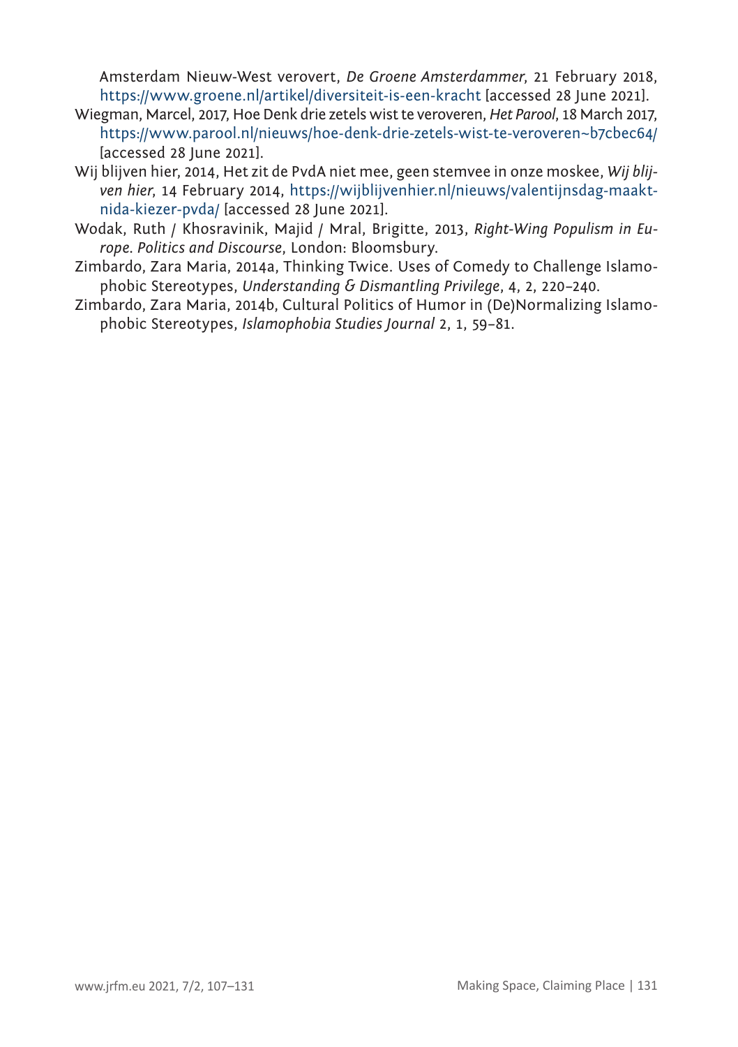Amsterdam Nieuw-West verovert, *De Groene Amsterdammer*, 21 February 2018, https://www.groene.nl/artikel/diversiteit-is-een-kracht [accessed 28 June 2021].

Wiegman, Marcel, 2017, Hoe Denk drie zetels wist te veroveren, *Het Parool*, 18 March 2017, https://www.parool.nl/nieuws/hoe-denk-drie-zetels-wist-te-veroveren~b7cbec64/ [accessed 28 June 2021].

Wij blijven hier, 2014, Het zit de PvdA niet mee, geen stemvee in onze moskee, *Wij blijven hier*, 14 February 2014, https://wijblijvenhier.nl/nieuws/valentijnsdag-maakt-nida-kiezer-pvda/ [accessed 28 June 2021].

Wodak, Ruth / Khosravinik, Majid / Mral, Brigitte, 2013, *Right-Wing Populism in Europe. Politics and Discourse*, London: Bloomsbury.

Zimbardo, Zara Maria, 2014a, Thinking Twice. Uses of Comedy to Challenge Islamophobic Stereotypes, *Understanding & Dismantling Privilege*, 4, 2, 220–240.

Zimbardo, Zara Maria, 2014b, Cultural Politics of Humor in (De)Normalizing Islamophobic Stereotypes, *Islamophobia Studies Journal* 2, 1, 59–81.